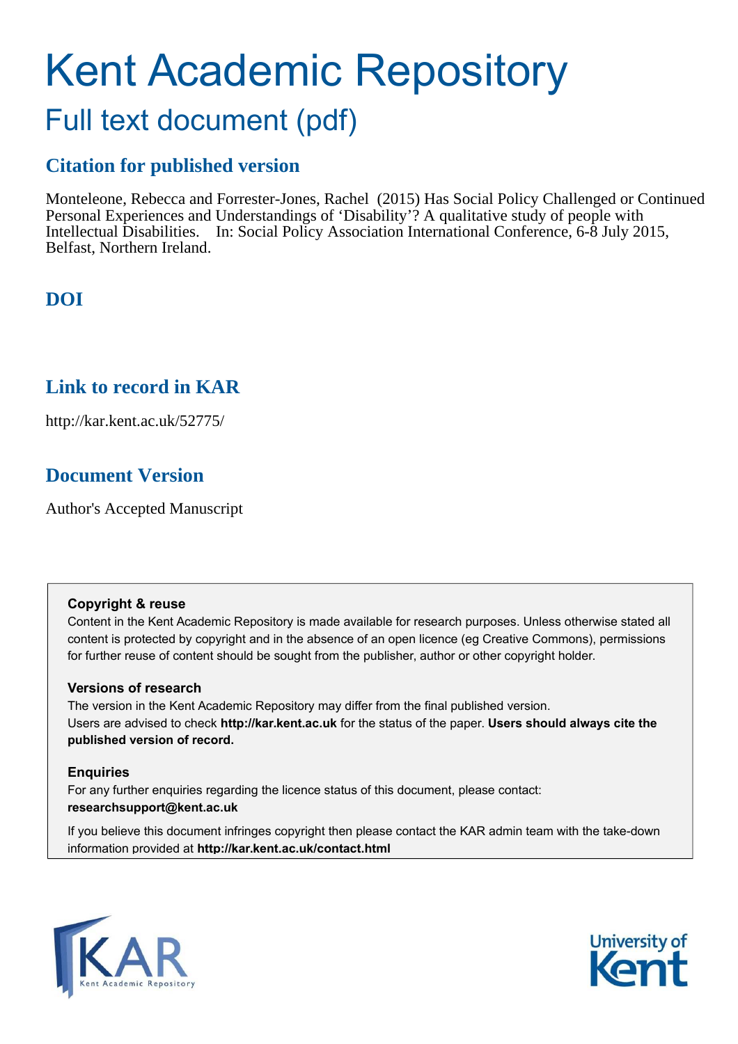# Kent Academic Repository

## Full text document (pdf)

### Citation for published version

Monteleone, Rebecca and Forrester-Jones, Rachel (2015) Has Social Policy Challenged or Continued Personal Experiences and Understandings of 'Disability'? A qualitative study of people with Intellectual Disabilities. In: Social Policy Association International Conference, 6-8 July 2015, Belfast, Northern Ireland.

### DOI

### Link to record in KAR

http://kar.kent.ac.uk/52775/

### Document Version

Author's Accepted Manuscript

**Copyright & reuse**

Content in the Kent Academic Repository is made available for research purposes. Unless otherwise stated all content is protected by copyright and in the absence of an open licence (eg Creative Commons), permissions for further reuse of content should be sought from the publisher, author or other copyright holder.

**Versions of research**

The version in the Kent Academic Repository may differ from the final published version. Users are advised to check **http://kar.kent.ac.uk** for the status of the paper. **Users should always cite the published version of record.**

**Enquiries**

For any further enquiries regarding the licence status of this document, please contact: **researchsupport@kent.ac.uk**

If you believe this document infringes copyright then please contact the KAR admin team with the take-down information provided at **http://kar.kent.ac.uk/contact.html**

KAR Kent Academic Repository

University of Kent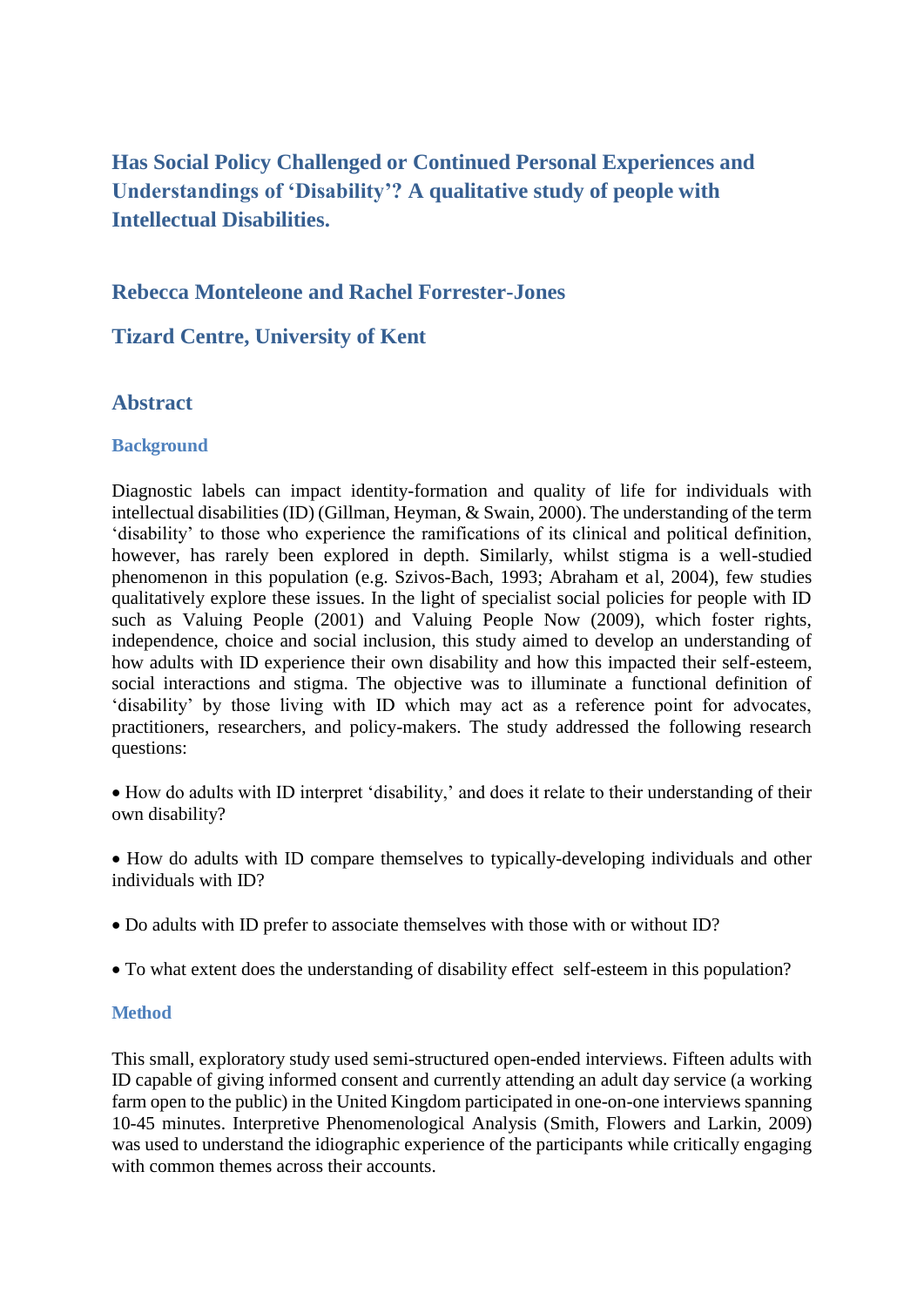# Has Social Policy Challenged or Continued Personal Experiences and Understandings of 'Disability'? A qualitative study of people with Intellectual Disabilities.

## Rebecca Monteleone and Rachel Forrester-Jones

## Tizard Centre, University of Kent

## Abstract

### Background

Diagnostic labels can impact identity-formation and quality of life for individuals with intellectual disabilities (ID) (Gillman, Heyman, & Swain, 2000). The understanding of the term 'disability' to those who experience the ramifications of its clinical and political definition, however, has rarely been explored in depth. Similarly, whilst stigma is a well-studied phenomenon in this population (e.g. Szivos-Bach, 1993; Abraham et al, 2004), few studies qualitatively explore these issues. In the light of specialist social policies for people with ID such as Valuing People (2001) and Valuing People Now (2009), which foster rights, independence, choice and social inclusion, this study aimed to develop an understanding of how adults with ID experience their own disability and how this impacted their self-esteem, social interactions and stigma. The objective was to illuminate a functional definition of 'disability' by those living with ID which may act as a reference point for advocates, practitioners, researchers, and policy-makers. The study addressed the following research questions:

- How do adults with ID interpret 'disability,' and does it relate to their understanding of their own disability?
- How do adults with ID compare themselves to typically-developing individuals and other individuals with ID?
- Do adults with ID prefer to associate themselves with those with or without ID?
- To what extent does the understanding of disability effect self-esteem in this population?

### Method

This small, exploratory study used semi-structured open-ended interviews. Fifteen adults with ID capable of giving informed consent and currently attending an adult day service (a working farm open to the public) in the United Kingdom participated in one-on-one interviews spanning 10-45 minutes. Interpretive Phenomenological Analysis (Smith, Flowers and Larkin, 2009) was used to understand the idiographic experience of the participants while critically engaging with common themes across their accounts.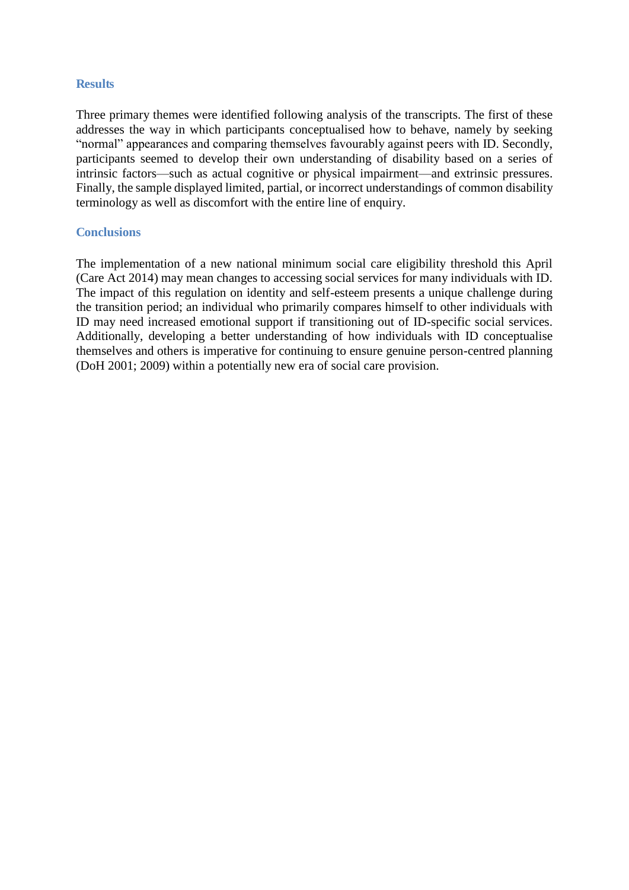## Results

Three primary themes were identified following analysis of the transcripts. The first of these addresses the way in which participants conceptualised how to behave, namely by seeking "normal" appearances and comparing themselves favourably against peers with ID. Secondly, participants seemed to develop their own understanding of disability based on a series of intrinsic factors—such as actual cognitive or physical impairment—and extrinsic pressures. Finally, the sample displayed limited, partial, or incorrect understandings of common disability terminology as well as discomfort with the entire line of enquiry.

## Conclusions

The implementation of a new national minimum social care eligibility threshold this April (Care Act 2014) may mean changes to accessing social services for many individuals with ID. The impact of this regulation on identity and self-esteem presents a unique challenge during the transition period; an individual who primarily compares himself to other individuals with ID may need increased emotional support if transitioning out of ID-specific social services. Additionally, developing a better understanding of how individuals with ID conceptualise themselves and others is imperative for continuing to ensure genuine person-centred planning (DoH 2001; 2009) within a potentially new era of social care provision.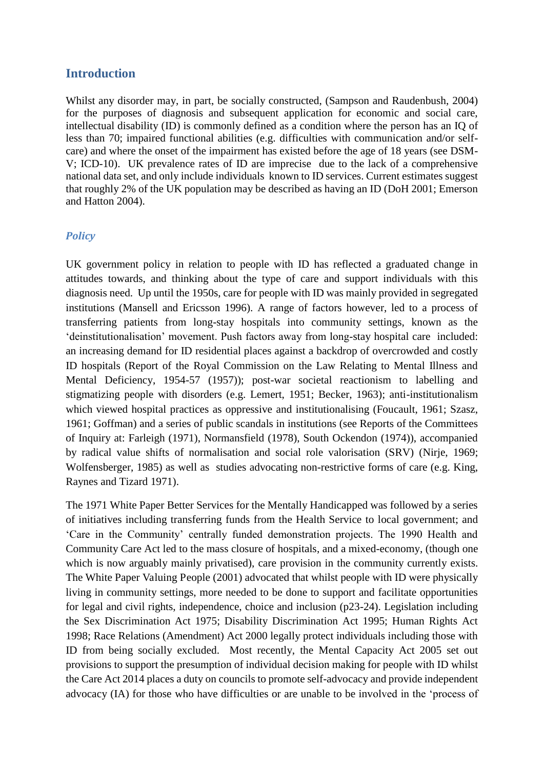## Introduction

Whilst any disorder may, in part, be socially constructed, (Sampson and Raudenbush, 2004) for the purposes of diagnosis and subsequent application for economic and social care, intellectual disability (ID) is commonly defined as a condition where the person has an IQ of less than 70; impaired functional abilities (e.g. difficulties with communication and/or self-care) and where the onset of the impairment has existed before the age of 18 years (see DSM-V; ICD-10). UK prevalence rates of ID are imprecise due to the lack of a comprehensive national data set, and only include individuals known to ID services. Current estimates suggest that roughly 2% of the UK population may be described as having an ID (DoH 2001; Emerson and Hatton 2004).

### *Policy*

UK government policy in relation to people with ID has reflected a graduated change in attitudes towards, and thinking about the type of care and support individuals with this diagnosis need. Up until the 1950s, care for people with ID was mainly provided in segregated institutions (Mansell and Ericsson 1996). A range of factors however, led to a process of transferring patients from long-stay hospitals into community settings, known as the 'deinstitutionalisation' movement. Push factors away from long-stay hospital care included: an increasing demand for ID residential places against a backdrop of overcrowded and costly ID hospitals (Report of the Royal Commission on the Law Relating to Mental Illness and Mental Deficiency, 1954-57 (1957)); post-war societal reactionism to labelling and stigmatizing people with disorders (e.g. Lemert, 1951; Becker, 1963); anti-institutionalism which viewed hospital practices as oppressive and institutionalising (Foucault, 1961; Szasz, 1961; Goffman) and a series of public scandals in institutions (see Reports of the Committees of Inquiry at: Farleigh (1971), Normansfield (1978), South Ockendon (1974)), accompanied by radical value shifts of normalisation and social role valorisation (SRV) (Nirje, 1969; Wolfensberger, 1985) as well as studies advocating non-restrictive forms of care (e.g. King, Raynes and Tizard 1971).

The 1971 White Paper Better Services for the Mentally Handicapped was followed by a series of initiatives including transferring funds from the Health Service to local government; and 'Care in the Community' centrally funded demonstration projects. The 1990 Health and Community Care Act led to the mass closure of hospitals, and a mixed-economy, (though one which is now arguably mainly privatised), care provision in the community currently exists. The White Paper Valuing People (2001) advocated that whilst people with ID were physically living in community settings, more needed to be done to support and facilitate opportunities for legal and civil rights, independence, choice and inclusion (p23-24). Legislation including the Sex Discrimination Act 1975; Disability Discrimination Act 1995; Human Rights Act 1998; Race Relations (Amendment) Act 2000 legally protect individuals including those with ID from being socially excluded. Most recently, the Mental Capacity Act 2005 set out provisions to support the presumption of individual decision making for people with ID whilst the Care Act 2014 places a duty on councils to promote self-advocacy and provide independent advocacy (IA) for those who have difficulties or are unable to be involved in the 'process of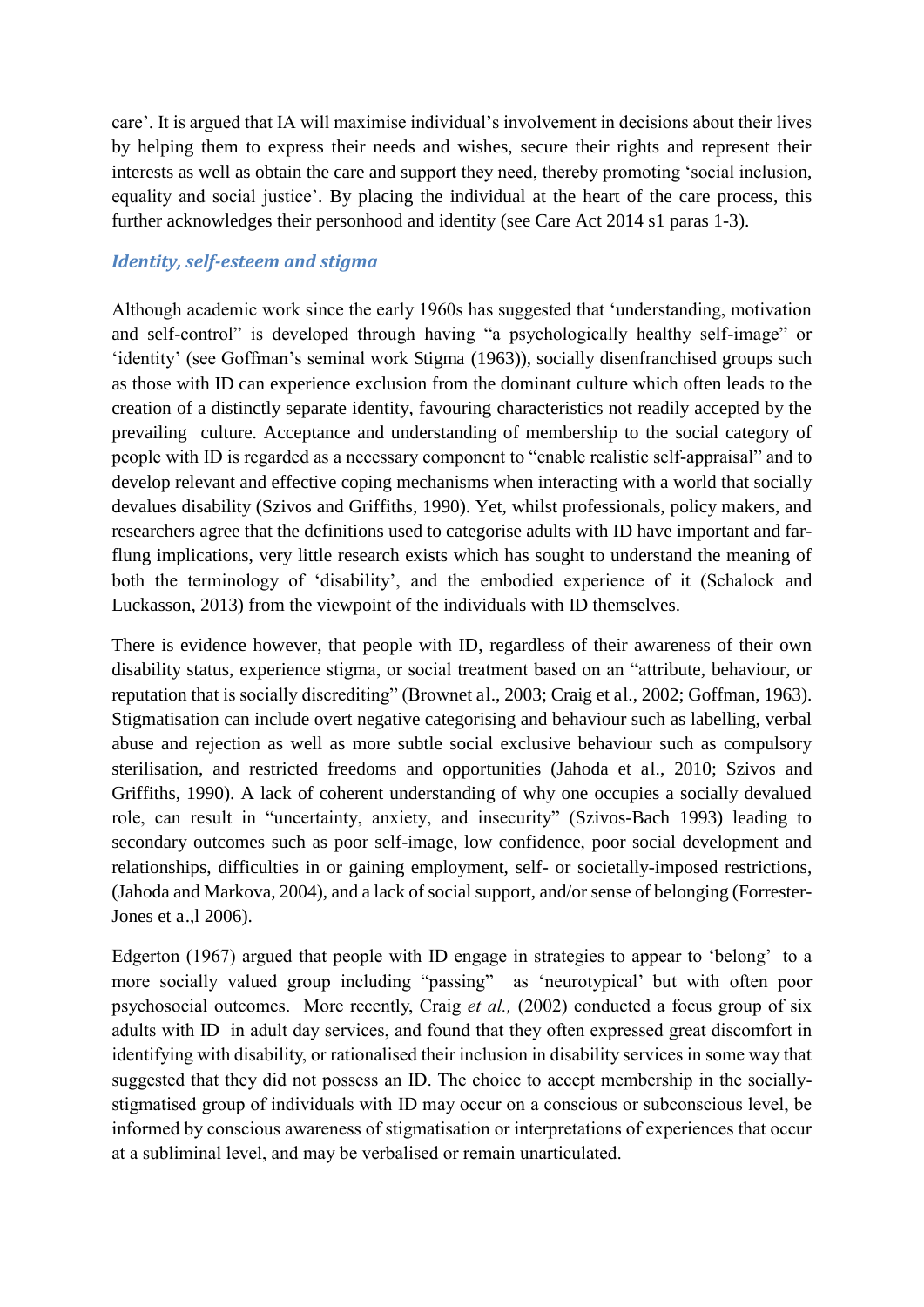care'. It is argued that IA will maximise individual's involvement in decisions about their lives by helping them to express their needs and wishes, secure their rights and represent their interests as well as obtain the care and support they need, thereby promoting 'social inclusion, equality and social justice'. By placing the individual at the heart of the care process, this further acknowledges their personhood and identity (see Care Act 2014 s1 paras 1-3).

### *Identity, self-esteem and stigma*

Although academic work since the early 1960s has suggested that 'understanding, motivation and self-control" is developed through having "a psychologically healthy self-image" or 'identity' (see Goffman's seminal work Stigma (1963)), socially disenfranchised groups such as those with ID can experience exclusion from the dominant culture which often leads to the creation of a distinctly separate identity, favouring characteristics not readily accepted by the prevailing culture. Acceptance and understanding of membership to the social category of people with ID is regarded as a necessary component to "enable realistic self-appraisal" and to develop relevant and effective coping mechanisms when interacting with a world that socially devalues disability (Szivos and Griffiths, 1990). Yet, whilst professionals, policy makers, and researchers agree that the definitions used to categorise adults with ID have important and far-flung implications, very little research exists which has sought to understand the meaning of both the terminology of 'disability', and the embodied experience of it (Schalock and Luckasson, 2013) from the viewpoint of the individuals with ID themselves.

There is evidence however, that people with ID, regardless of their awareness of their own disability status, experience stigma, or social treatment based on an "attribute, behaviour, or reputation that is socially discrediting" (Brownet al., 2003; Craig et al., 2002; Goffman, 1963). Stigmatisation can include overt negative categorising and behaviour such as labelling, verbal abuse and rejection as well as more subtle social exclusive behaviour such as compulsory sterilisation, and restricted freedoms and opportunities (Jahoda et al., 2010; Szivos and Griffiths, 1990). A lack of coherent understanding of why one occupies a socially devalued role, can result in "uncertainty, anxiety, and insecurity" (Szivos-Bach 1993) leading to secondary outcomes such as poor self-image, low confidence, poor social development and relationships, difficulties in or gaining employment, self- or societally-imposed restrictions, (Jahoda and Markova, 2004), and a lack of social support, and/or sense of belonging (Forrester-Jones et a.,l 2006).

Edgerton (1967) argued that people with ID engage in strategies to appear to 'belong' to a more socially valued group including "passing" as 'neurotypical' but with often poor psychosocial outcomes. More recently, Craig *et al.,* (2002) conducted a focus group of six adults with ID in adult day services, and found that they often expressed great discomfort in identifying with disability, or rationalised their inclusion in disability services in some way that suggested that they did not possess an ID. The choice to accept membership in the socially-stigmatised group of individuals with ID may occur on a conscious or subconscious level, be informed by conscious awareness of stigmatisation or interpretations of experiences that occur at a subliminal level, and may be verbalised or remain unarticulated.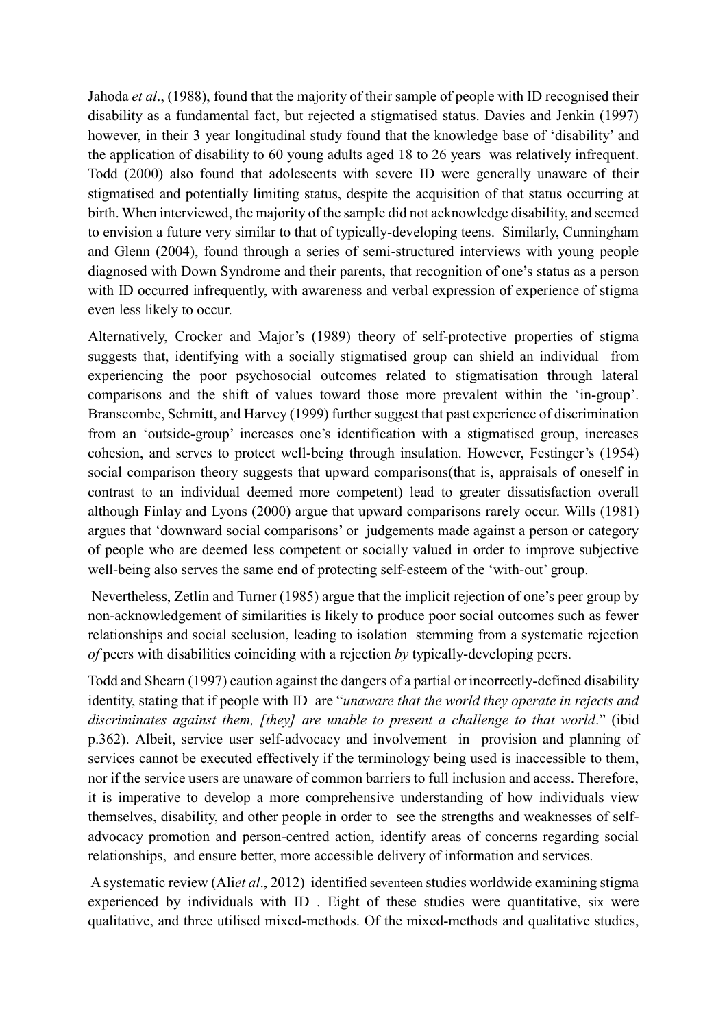Jahoda *et al*., (1988), found that the majority of their sample of people with ID recognised their disability as a fundamental fact, but rejected a stigmatised status. Davies and Jenkin (1997) however, in their 3 year longitudinal study found that the knowledge base of 'disability' and the application of disability to 60 young adults aged 18 to 26 years was relatively infrequent. Todd (2000) also found that adolescents with severe ID were generally unaware of their stigmatised and potentially limiting status, despite the acquisition of that status occurring at birth. When interviewed, the majority of the sample did not acknowledge disability, and seemed to envision a future very similar to that of typically-developing teens. Similarly, Cunningham and Glenn (2004), found through a series of semi-structured interviews with young people diagnosed with Down Syndrome and their parents, that recognition of one's status as a person with ID occurred infrequently, with awareness and verbal expression of experience of stigma even less likely to occur.

Alternatively, Crocker and Major's (1989) theory of self-protective properties of stigma suggests that, identifying with a socially stigmatised group can shield an individual from experiencing the poor psychosocial outcomes related to stigmatisation through lateral comparisons and the shift of values toward those more prevalent within the 'in-group'. Branscombe, Schmitt, and Harvey (1999) further suggest that past experience of discrimination from an 'outside-group' increases one's identification with a stigmatised group, increases cohesion, and serves to protect well-being through insulation. However, Festinger's (1954) social comparison theory suggests that upward comparisons(that is, appraisals of oneself in contrast to an individual deemed more competent) lead to greater dissatisfaction overall although Finlay and Lyons (2000) argue that upward comparisons rarely occur. Wills (1981) argues that 'downward social comparisons' or judgements made against a person or category of people who are deemed less competent or socially valued in order to improve subjective well-being also serves the same end of protecting self-esteem of the 'with-out' group.

Nevertheless, Zetlin and Turner (1985) argue that the implicit rejection of one's peer group by non-acknowledgement of similarities is likely to produce poor social outcomes such as fewer relationships and social seclusion, leading to isolation stemming from a systematic rejection *of* peers with disabilities coinciding with a rejection *by* typically-developing peers.

Todd and Shearn (1997) caution against the dangers of a partial or incorrectly-defined disability identity, stating that if people with ID are "*unaware that the world they operate in rejects and discriminates against them, [they] are unable to present a challenge to that world*." (ibid p.362). Albeit, service user self-advocacy and involvement in provision and planning of services cannot be executed effectively if the terminology being used is inaccessible to them, nor if the service users are unaware of common barriers to full inclusion and access. Therefore, it is imperative to develop a more comprehensive understanding of how individuals view themselves, disability, and other people in order to see the strengths and weaknesses of self-advocacy promotion and person-centred action, identify areas of concerns regarding social relationships, and ensure better, more accessible delivery of information and services.

A systematic review (Ali*et al*., 2012) identified seventeen studies worldwide examining stigma experienced by individuals with ID . Eight of these studies were quantitative, six were qualitative, and three utilised mixed-methods. Of the mixed-methods and qualitative studies,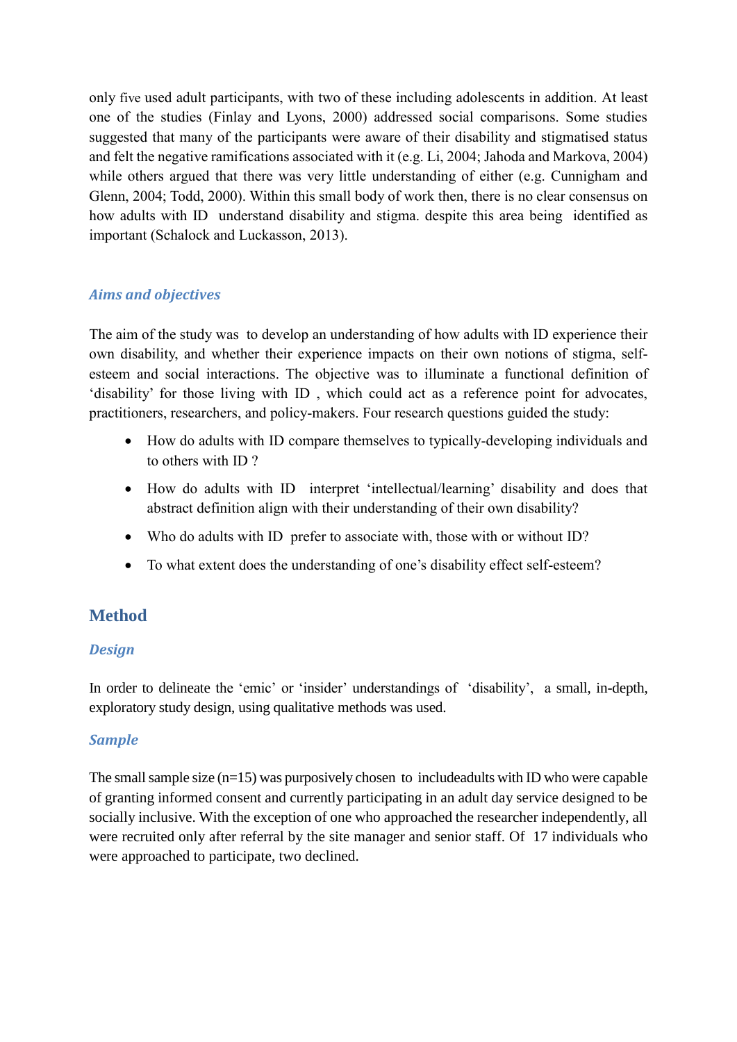only five used adult participants, with two of these including adolescents in addition. At least one of the studies (Finlay and Lyons, 2000) addressed social comparisons. Some studies suggested that many of the participants were aware of their disability and stigmatised status and felt the negative ramifications associated with it (e.g. Li, 2004; Jahoda and Markova, 2004) while others argued that there was very little understanding of either (e.g. Cunnigham and Glenn, 2004; Todd, 2000). Within this small body of work then, there is no clear consensus on how adults with ID understand disability and stigma. despite this area being identified as important (Schalock and Luckasson, 2013).

### *Aims and objectives*

The aim of the study was to develop an understanding of how adults with ID experience their own disability, and whether their experience impacts on their own notions of stigma, self-esteem and social interactions. The objective was to illuminate a functional definition of 'disability' for those living with ID , which could act as a reference point for advocates, practitioners, researchers, and policy-makers. Four research questions guided the study:

- How do adults with ID compare themselves to typically-developing individuals and to others with ID ?
- How do adults with ID interpret 'intellectual/learning' disability and does that abstract definition align with their understanding of their own disability?
- Who do adults with ID prefer to associate with, those with or without ID?
- To what extent does the understanding of one's disability effect self-esteem?

## Method

### *Design*

In order to delineate the 'emic' or 'insider' understandings of 'disability', a small, in-depth, exploratory study design, using qualitative methods was used.

### *Sample*

The small sample size (n=15) was purposively chosen to includeadults with ID who were capable of granting informed consent and currently participating in an adult day service designed to be socially inclusive. With the exception of one who approached the researcher independently, all were recruited only after referral by the site manager and senior staff. Of 17 individuals who were approached to participate, two declined.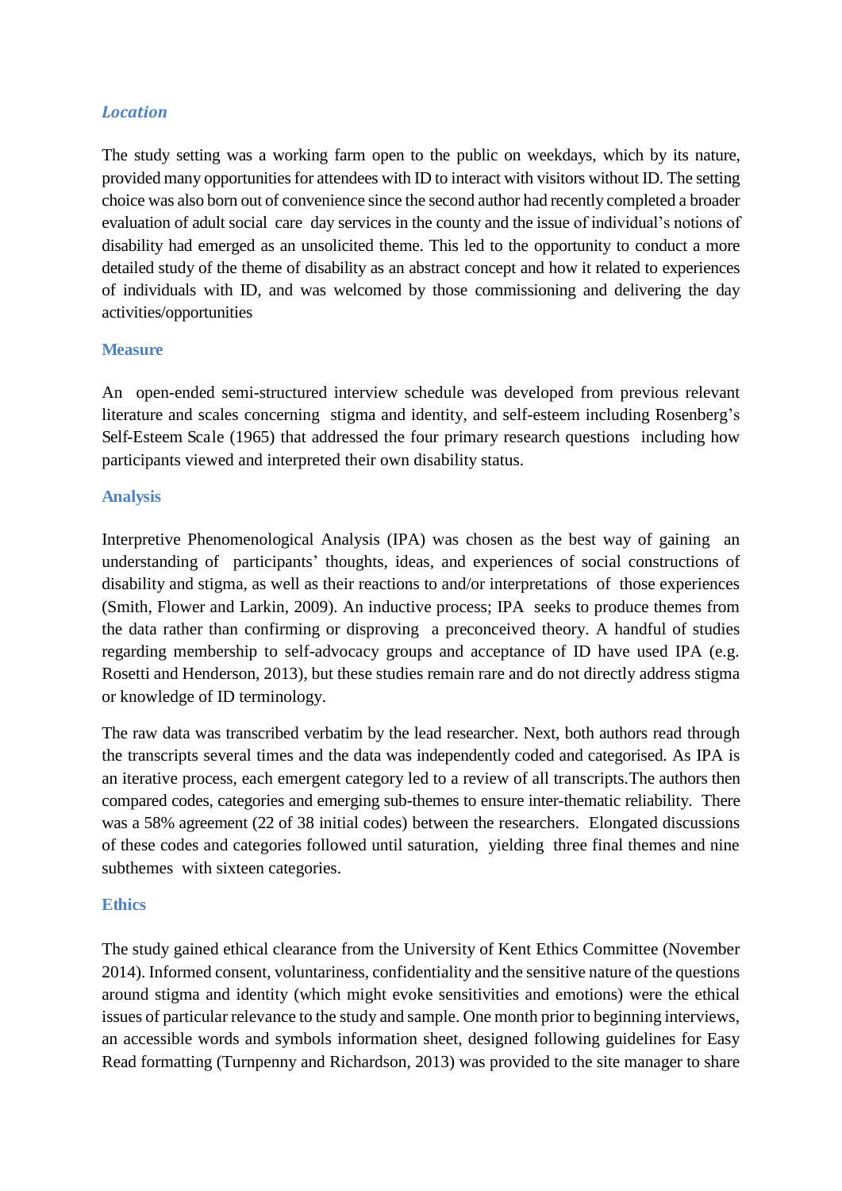### *Location*

The study setting was a working farm open to the public on weekdays, which by its nature, provided many opportunities for attendees with ID to interact with visitors without ID. The setting choice was also born out of convenience since the second author had recently completed a broader evaluation of adult social care day services in the county and the issue of individual's notions of disability had emerged as an unsolicited theme. This led to the opportunity to conduct a more detailed study of the theme of disability as an abstract concept and how it related to experiences of individuals with ID, and was welcomed by those commissioning and delivering the day activities/opportunities

### Measure

An open-ended semi-structured interview schedule was developed from previous relevant literature and scales concerning stigma and identity, and self-esteem including Rosenberg's Self-Esteem Scale (1965) that addressed the four primary research questions including how participants viewed and interpreted their own disability status.

### Analysis

Interpretive Phenomenological Analysis (IPA) was chosen as the best way of gaining an understanding of participants' thoughts, ideas, and experiences of social constructions of disability and stigma, as well as their reactions to and/or interpretations of those experiences (Smith, Flower and Larkin, 2009). An inductive process; IPA seeks to produce themes from the data rather than confirming or disproving a preconceived theory. A handful of studies regarding membership to self-advocacy groups and acceptance of ID have used IPA (e.g. Rosetti and Henderson, 2013), but these studies remain rare and do not directly address stigma or knowledge of ID terminology.

The raw data was transcribed verbatim by the lead researcher. Next, both authors read through the transcripts several times and the data was independently coded and categorised. As IPA is an iterative process, each emergent category led to a review of all transcripts.The authors then compared codes, categories and emerging sub-themes to ensure inter-thematic reliability. There was a 58% agreement (22 of 38 initial codes) between the researchers. Elongated discussions of these codes and categories followed until saturation, yielding three final themes and nine subthemes with sixteen categories.

### Ethics

The study gained ethical clearance from the University of Kent Ethics Committee (November 2014). Informed consent, voluntariness, confidentiality and the sensitive nature of the questions around stigma and identity (which might evoke sensitivities and emotions) were the ethical issues of particular relevance to the study and sample. One month prior to beginning interviews, an accessible words and symbols information sheet, designed following guidelines for Easy Read formatting (Turnpenny and Richardson, 2013) was provided to the site manager to share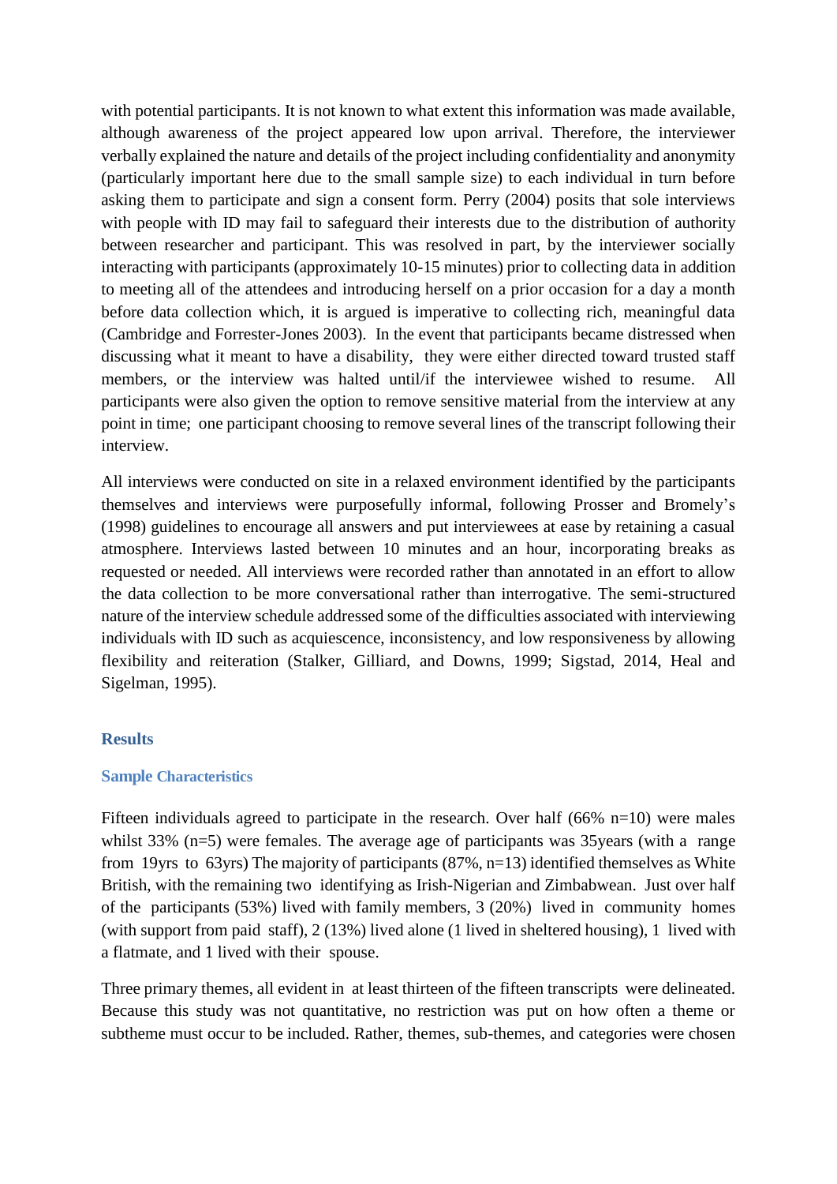with potential participants. It is not known to what extent this information was made available, although awareness of the project appeared low upon arrival. Therefore, the interviewer verbally explained the nature and details of the project including confidentiality and anonymity (particularly important here due to the small sample size) to each individual in turn before asking them to participate and sign a consent form. Perry (2004) posits that sole interviews with people with ID may fail to safeguard their interests due to the distribution of authority between researcher and participant. This was resolved in part, by the interviewer socially interacting with participants (approximately 10-15 minutes) prior to collecting data in addition to meeting all of the attendees and introducing herself on a prior occasion for a day a month before data collection which, it is argued is imperative to collecting rich, meaningful data (Cambridge and Forrester-Jones 2003). In the event that participants became distressed when discussing what it meant to have a disability, they were either directed toward trusted staff members, or the interview was halted until/if the interviewee wished to resume. All participants were also given the option to remove sensitive material from the interview at any point in time; one participant choosing to remove several lines of the transcript following their interview.

All interviews were conducted on site in a relaxed environment identified by the participants themselves and interviews were purposefully informal, following Prosser and Bromely's (1998) guidelines to encourage all answers and put interviewees at ease by retaining a casual atmosphere. Interviews lasted between 10 minutes and an hour, incorporating breaks as requested or needed. All interviews were recorded rather than annotated in an effort to allow the data collection to be more conversational rather than interrogative. The semi-structured nature of the interview schedule addressed some of the difficulties associated with interviewing individuals with ID such as acquiescence, inconsistency, and low responsiveness by allowing flexibility and reiteration (Stalker, Gilliard, and Downs, 1999; Sigstad, 2014, Heal and Sigelman, 1995).

## Results

### Sample Characteristics

Fifteen individuals agreed to participate in the research. Over half (66% n=10) were males whilst 33% (n=5) were females. The average age of participants was 35years (with a range from 19yrs to 63yrs) The majority of participants (87%, n=13) identified themselves as White British, with the remaining two identifying as Irish-Nigerian and Zimbabwean. Just over half of the participants (53%) lived with family members, 3 (20%) lived in community homes (with support from paid staff), 2 (13%) lived alone (1 lived in sheltered housing), 1 lived with a flatmate, and 1 lived with their spouse.

Three primary themes, all evident in at least thirteen of the fifteen transcripts were delineated. Because this study was not quantitative, no restriction was put on how often a theme or subtheme must occur to be included. Rather, themes, sub-themes, and categories were chosen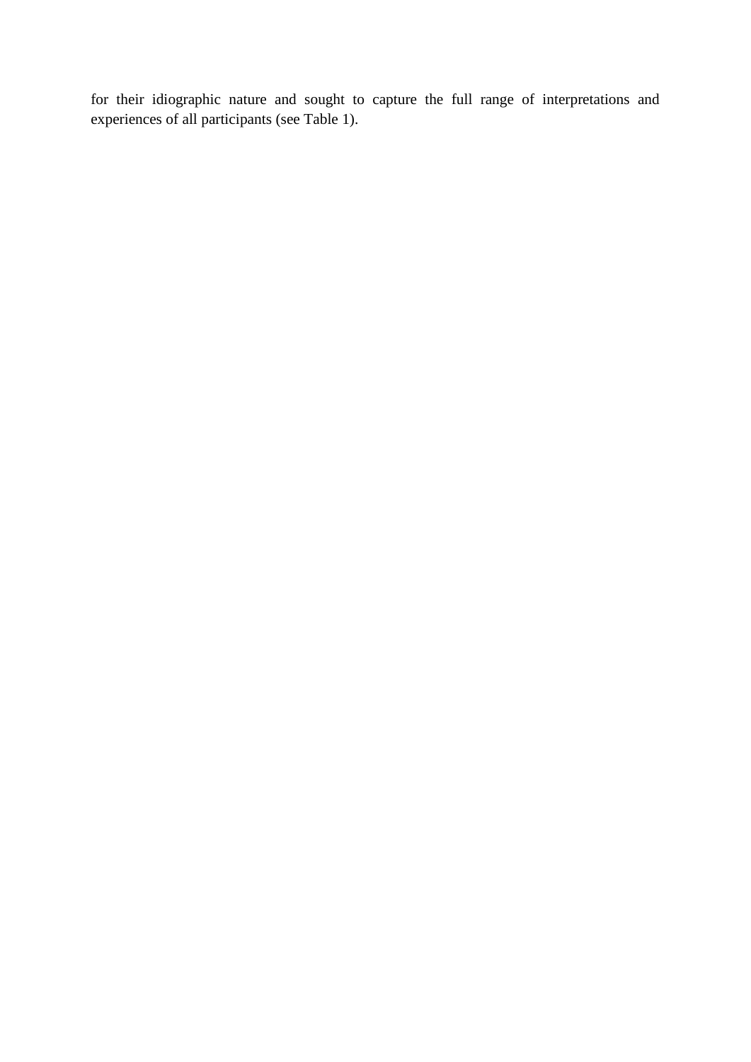for their idiographic nature and sought to capture the full range of interpretations and experiences of all participants (see Table 1).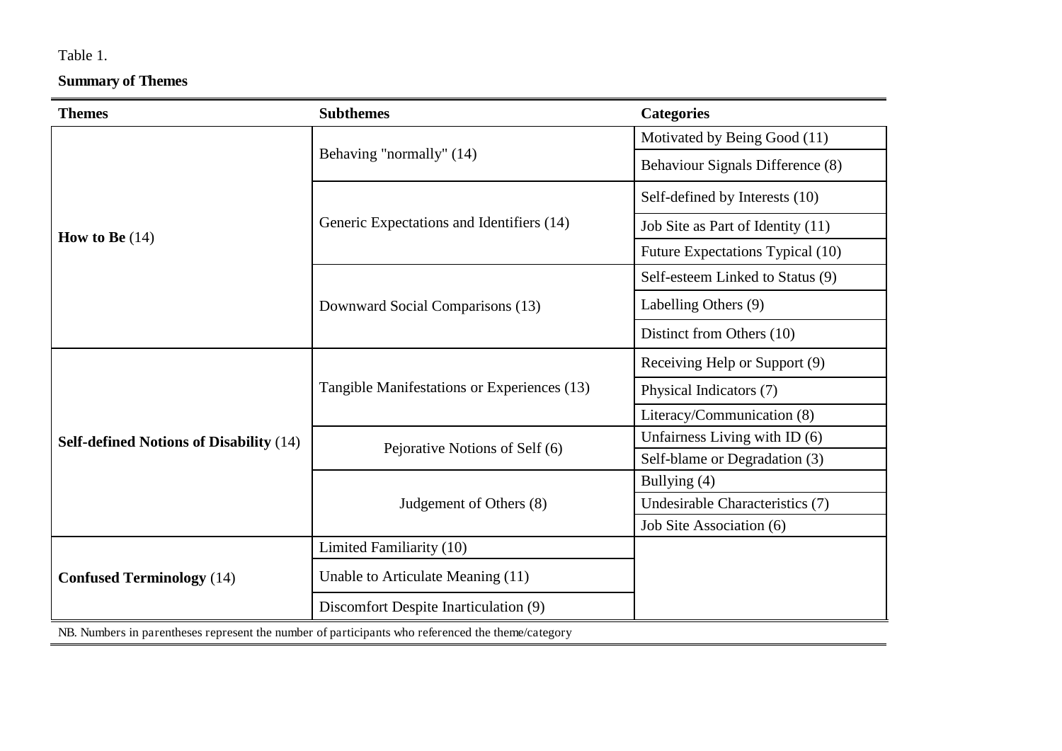Table 1.

**Summary of Themes**

| Themes | Subthemes | Categories |
|---|---|---|
| **How to Be** (14) | Behaving "normally" (14) | Motivated by Being Good (11) |
| | | Behaviour Signals Difference (8) |
| | Generic Expectations and Identifiers (14) | Self-defined by Interests (10) |
| | | Job Site as Part of Identity (11) |
| | | Future Expectations Typical (10) |
| | Downward Social Comparisons (13) | Self-esteem Linked to Status (9) |
| | | Labelling Others (9) |
| | | Distinct from Others (10) |
| **Self-defined Notions of Disability** (14) | Tangible Manifestations or Experiences (13) | Receiving Help or Support (9) |
| | | Physical Indicators (7) |
| | | Literacy/Communication (8) |
| | Pejorative Notions of Self (6) | Unfairness Living with ID (6) |
| | | Self-blame or Degradation (3) |
| | Judgement of Others (8) | Bullying (4) |
| | | Undesirable Characteristics (7) |
| | | Job Site Association (6) |
| **Confused Terminology** (14) | Limited Familiarity (10) | |
| | Unable to Articulate Meaning (11) | |
| | Discomfort Despite Inarticulation (9) | |

NB. Numbers in parentheses represent the number of participants who referenced the theme/category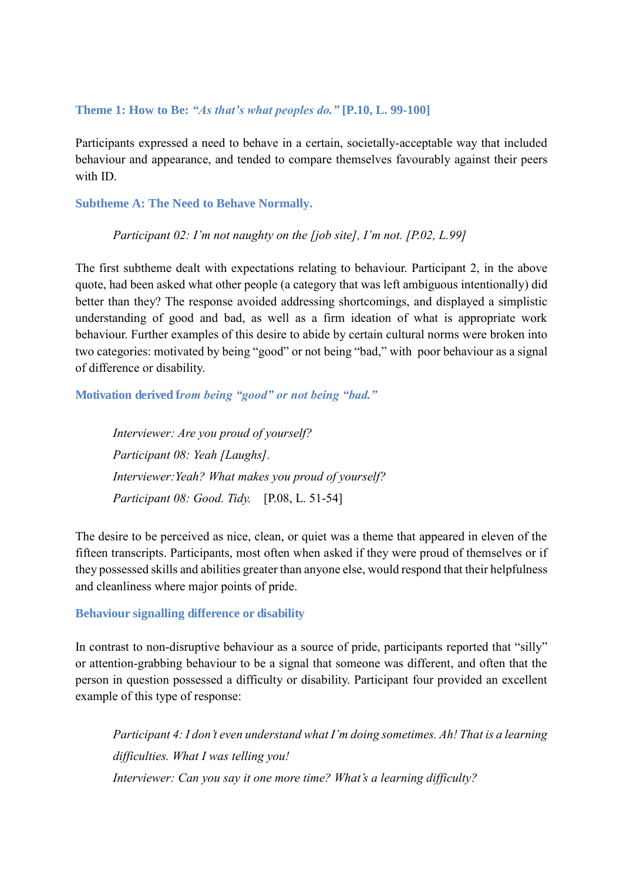### Theme 1: How to Be: *"As that's what peoples do."* [P.10, L. 99-100]

Participants expressed a need to behave in a certain, societally-acceptable way that included behaviour and appearance, and tended to compare themselves favourably against their peers with ID.

#### Subtheme A: The Need to Behave Normally.

> *Participant 02: I'm not naughty on the [job site], I'm not. [P.02, L.99]*

The first subtheme dealt with expectations relating to behaviour. Participant 2, in the above quote, had been asked what other people (a category that was left ambiguous intentionally) did better than they? The response avoided addressing shortcomings, and displayed a simplistic understanding of good and bad, as well as a firm ideation of what is appropriate work behaviour. Further examples of this desire to abide by certain cultural norms were broken into two categories: motivated by being "good" or not being "bad," with poor behaviour as a signal of difference or disability.

#### Motivation derived f*rom being "good" or not being "bad."*

> *Interviewer: Are you proud of yourself?*
>
> *Participant 08: Yeah [Laughs].*
>
> *Interviewer: Yeah? What makes you proud of yourself?*
>
> *Participant 08: Good. Tidy.* [P.08, L. 51-54]

The desire to be perceived as nice, clean, or quiet was a theme that appeared in eleven of the fifteen transcripts. Participants, most often when asked if they were proud of themselves or if they possessed skills and abilities greater than anyone else, would respond that their helpfulness and cleanliness where major points of pride.

#### Behaviour signalling difference or disability

In contrast to non-disruptive behaviour as a source of pride, participants reported that "silly" or attention-grabbing behaviour to be a signal that someone was different, and often that the person in question possessed a difficulty or disability. Participant four provided an excellent example of this type of response:

> *Participant 4: I don't even understand what I'm doing sometimes. Ah! That is a learning difficulties. What I was telling you!*
>
> *Interviewer: Can you say it one more time? What's a learning difficulty?*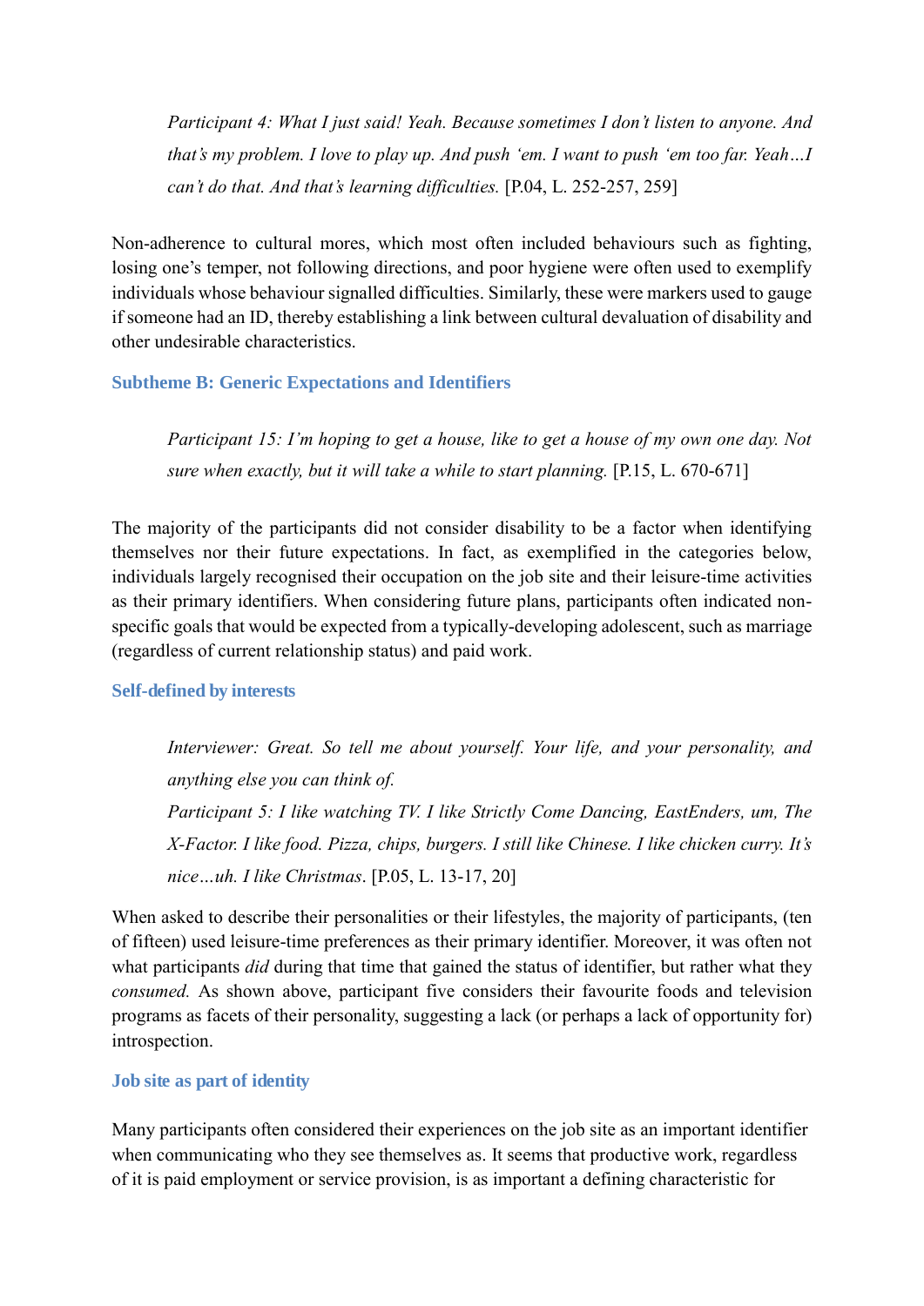> *Participant 4: What I just said! Yeah. Because sometimes I don't listen to anyone. And that's my problem. I love to play up. And push 'em. I want to push 'em too far. Yeah…I can't do that. And that's learning difficulties.* [P.04, L. 252-257, 259]

Non-adherence to cultural mores, which most often included behaviours such as fighting, losing one's temper, not following directions, and poor hygiene were often used to exemplify individuals whose behaviour signalled difficulties. Similarly, these were markers used to gauge if someone had an ID, thereby establishing a link between cultural devaluation of disability and other undesirable characteristics.

### Subtheme B: Generic Expectations and Identifiers

> *Participant 15: I'm hoping to get a house, like to get a house of my own one day. Not sure when exactly, but it will take a while to start planning.* [P.15, L. 670-671]

The majority of the participants did not consider disability to be a factor when identifying themselves nor their future expectations. In fact, as exemplified in the categories below, individuals largely recognised their occupation on the job site and their leisure-time activities as their primary identifiers. When considering future plans, participants often indicated non-specific goals that would be expected from a typically-developing adolescent, such as marriage (regardless of current relationship status) and paid work.

#### Self-defined by interests

> *Interviewer: Great. So tell me about yourself. Your life, and your personality, and anything else you can think of.*
> *Participant 5: I like watching TV. I like Strictly Come Dancing, EastEnders, um, The X-Factor. I like food. Pizza, chips, burgers. I still like Chinese. I like chicken curry. It's nice…uh. I like Christmas*. [P.05, L. 13-17, 20]

When asked to describe their personalities or their lifestyles, the majority of participants, (ten of fifteen) used leisure-time preferences as their primary identifier. Moreover, it was often not what participants *did* during that time that gained the status of identifier, but rather what they *consumed.* As shown above, participant five considers their favourite foods and television programs as facets of their personality, suggesting a lack (or perhaps a lack of opportunity for) introspection.

#### Job site as part of identity

Many participants often considered their experiences on the job site as an important identifier when communicating who they see themselves as. It seems that productive work, regardless of it is paid employment or service provision, is as important a defining characteristic for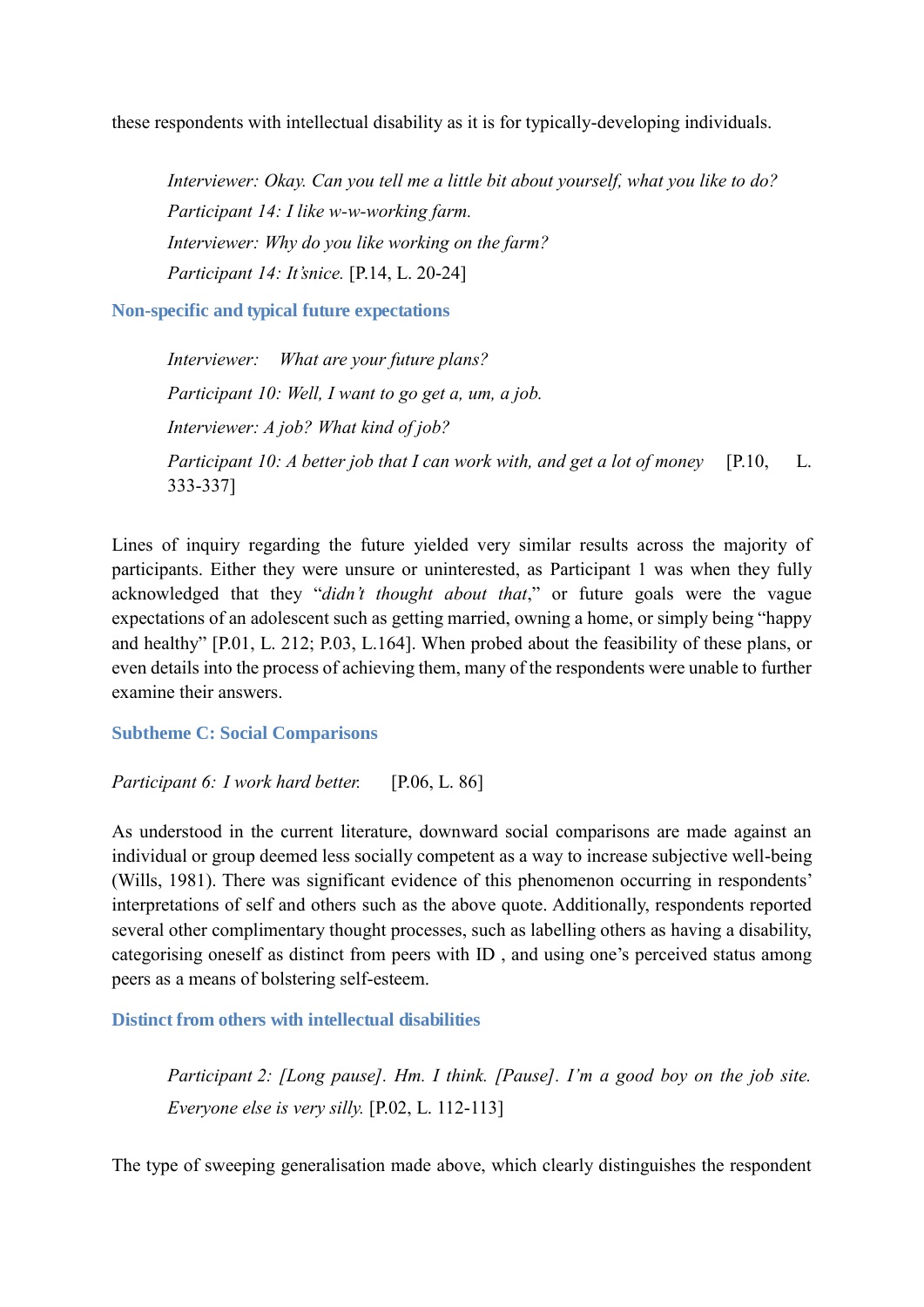these respondents with intellectual disability as it is for typically-developing individuals.

> *Interviewer: Okay. Can you tell me a little bit about yourself, what you like to do?*
> *Participant 14: I like w-w-working farm.*
> *Interviewer: Why do you like working on the farm?*
> *Participant 14: It'snice.* [P.14, L. 20-24]

### Non-specific and typical future expectations

> *Interviewer: What are your future plans?*
> *Participant 10: Well, I want to go get a, um, a job.*
> *Interviewer: A job? What kind of job?*
> *Participant 10: A better job that I can work with, and get a lot of money* [P.10, L. 333-337]

Lines of inquiry regarding the future yielded very similar results across the majority of participants. Either they were unsure or uninterested, as Participant 1 was when they fully acknowledged that they "*didn't thought about that*," or future goals were the vague expectations of an adolescent such as getting married, owning a home, or simply being "happy and healthy" [P.01, L. 212; P.03, L.164]. When probed about the feasibility of these plans, or even details into the process of achieving them, many of the respondents were unable to further examine their answers.

### Subtheme C: Social Comparisons

*Participant 6: I work hard better.* [P.06, L. 86]

As understood in the current literature, downward social comparisons are made against an individual or group deemed less socially competent as a way to increase subjective well-being (Wills, 1981). There was significant evidence of this phenomenon occurring in respondents' interpretations of self and others such as the above quote. Additionally, respondents reported several other complimentary thought processes, such as labelling others as having a disability, categorising oneself as distinct from peers with ID , and using one's perceived status among peers as a means of bolstering self-esteem.

### Distinct from others with intellectual disabilities

> *Participant 2: [Long pause]. Hm. I think. [Pause]. I'm a good boy on the job site. Everyone else is very silly.* [P.02, L. 112-113]

The type of sweeping generalisation made above, which clearly distinguishes the respondent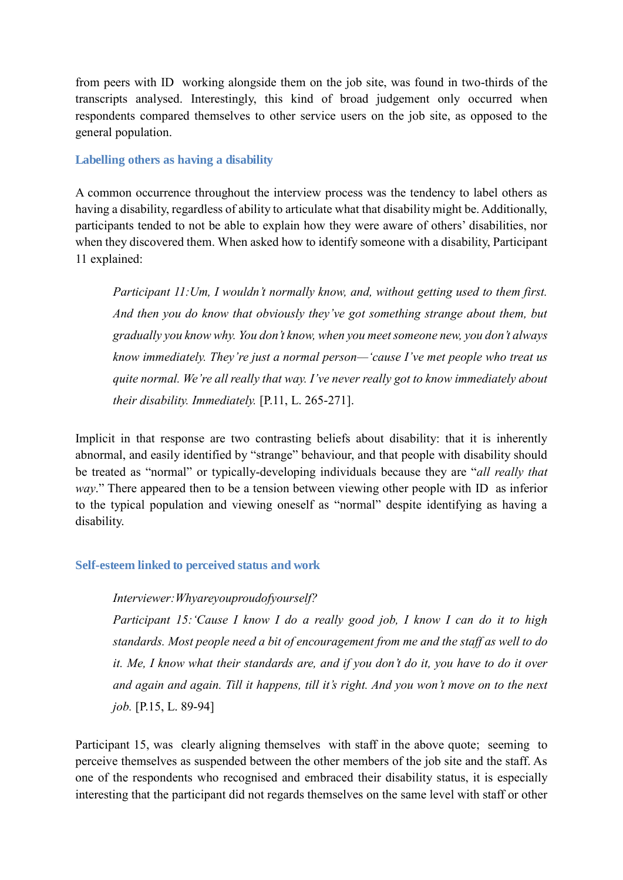from peers with ID working alongside them on the job site, was found in two-thirds of the transcripts analysed. Interestingly, this kind of broad judgement only occurred when respondents compared themselves to other service users on the job site, as opposed to the general population.

### Labelling others as having a disability

A common occurrence throughout the interview process was the tendency to label others as having a disability, regardless of ability to articulate what that disability might be. Additionally, participants tended to not be able to explain how they were aware of others' disabilities, nor when they discovered them. When asked how to identify someone with a disability, Participant 11 explained:

> *Participant 11: Um, I wouldn't normally know, and, without getting used to them first. And then you do know that obviously they've got something strange about them, but gradually you know why. You don't know, when you meet someone new, you don't always know immediately. They're just a normal person—'cause I've met people who treat us quite normal. We're all really that way. I've never really got to know immediately about their disability. Immediately.* [P.11, L. 265-271].

Implicit in that response are two contrasting beliefs about disability: that it is inherently abnormal, and easily identified by "strange" behaviour, and that people with disability should be treated as "normal" or typically-developing individuals because they are "*all really that way*." There appeared then to be a tension between viewing other people with ID as inferior to the typical population and viewing oneself as "normal" despite identifying as having a disability.

### Self-esteem linked to perceived status and work

> *Interviewer: Whyareyouproudofyourself?*
> *Participant 15: 'Cause I know I do a really good job, I know I can do it to high standards. Most people need a bit of encouragement from me and the staff as well to do it. Me, I know what their standards are, and if you don't do it, you have to do it over and again and again. Till it happens, till it's right. And you won't move on to the next job.* [P.15, L. 89-94]

Participant 15, was clearly aligning themselves with staff in the above quote; seeming to perceive themselves as suspended between the other members of the job site and the staff. As one of the respondents who recognised and embraced their disability status, it is especially interesting that the participant did not regards themselves on the same level with staff or other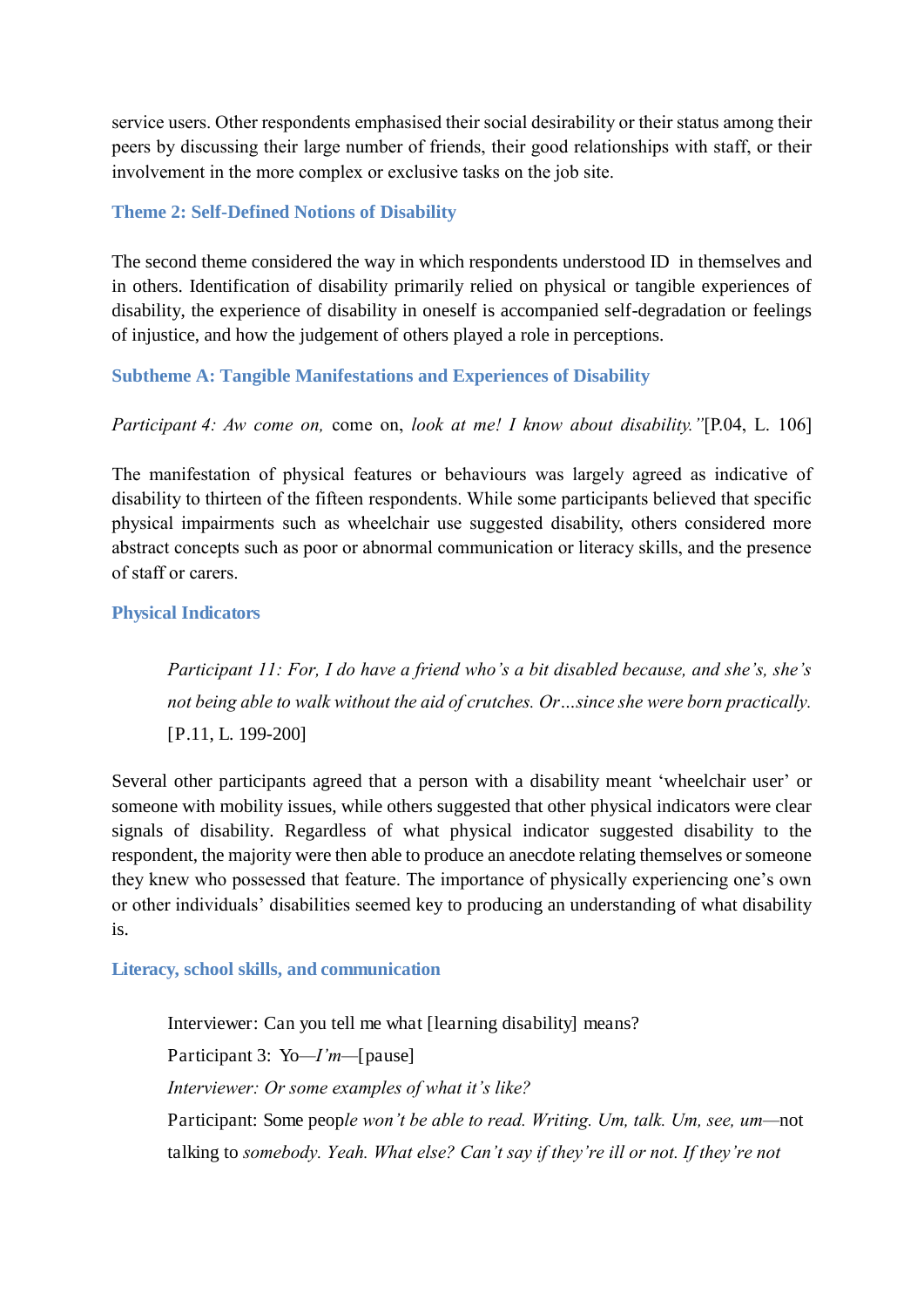service users. Other respondents emphasised their social desirability or their status among their peers by discussing their large number of friends, their good relationships with staff, or their involvement in the more complex or exclusive tasks on the job site.

### Theme 2: Self-Defined Notions of Disability

The second theme considered the way in which respondents understood ID in themselves and in others. Identification of disability primarily relied on physical or tangible experiences of disability, the experience of disability in oneself is accompanied self-degradation or feelings of injustice, and how the judgement of others played a role in perceptions.

#### Subtheme A: Tangible Manifestations and Experiences of Disability

*Participant 4: Aw come on,* come on, *look at me! I know about disability."*[P.04, L. 106]

The manifestation of physical features or behaviours was largely agreed as indicative of disability to thirteen of the fifteen respondents. While some participants believed that specific physical impairments such as wheelchair use suggested disability, others considered more abstract concepts such as poor or abnormal communication or literacy skills, and the presence of staff or carers.

#### Physical Indicators

> *Participant 11: For, I do have a friend who's a bit disabled because, and she's, she's not being able to walk without the aid of crutches. Or…since she were born practically.* [P.11, L. 199-200]

Several other participants agreed that a person with a disability meant 'wheelchair user' or someone with mobility issues, while others suggested that other physical indicators were clear signals of disability. Regardless of what physical indicator suggested disability to the respondent, the majority were then able to produce an anecdote relating themselves or someone they knew who possessed that feature. The importance of physically experiencing one's own or other individuals' disabilities seemed key to producing an understanding of what disability is.

#### Literacy, school skills, and communication

> Interviewer: Can you tell me what [learning disability] means?
>
> Participant 3: Yo—*I'm*—[pause]
>
> *Interviewer: Or some examples of what it's like?*
>
> Participant: Some peop*le won't be able to read. Writing. Um, talk. Um, see, um*—not talking to *somebody. Yeah. What else? Can't say if they're ill or not. If they're not*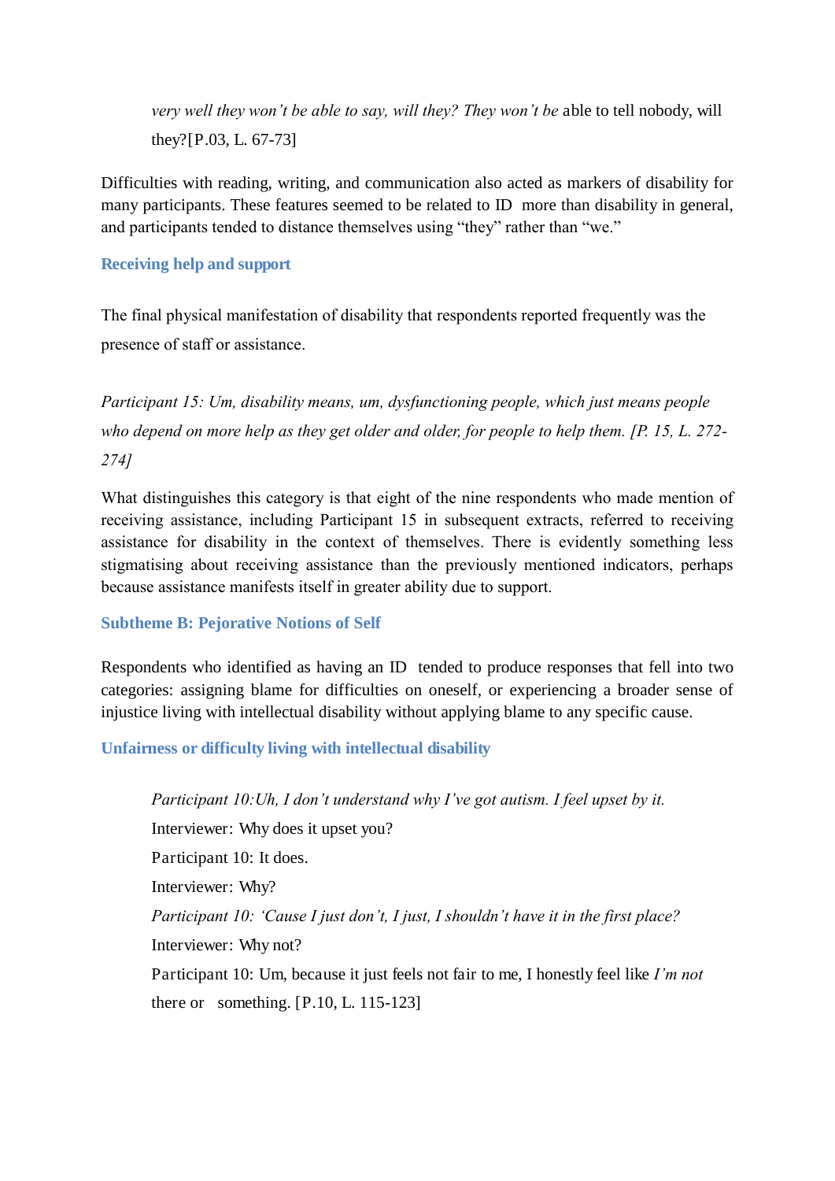> *very well they won't be able to say, will they? They won't be* able to tell nobody, will they?[P.03, L. 67-73]

Difficulties with reading, writing, and communication also acted as markers of disability for many participants. These features seemed to be related to ID more than disability in general, and participants tended to distance themselves using "they" rather than "we."

### Receiving help and support

The final physical manifestation of disability that respondents reported frequently was the presence of staff or assistance.

*Participant 15: Um, disability means, um, dysfunctioning people, which just means people who depend on more help as they get older and older, for people to help them. [P. 15, L. 272-274]*

What distinguishes this category is that eight of the nine respondents who made mention of receiving assistance, including Participant 15 in subsequent extracts, referred to receiving assistance for disability in the context of themselves. There is evidently something less stigmatising about receiving assistance than the previously mentioned indicators, perhaps because assistance manifests itself in greater ability due to support.

## Subtheme B: Pejorative Notions of Self

Respondents who identified as having an ID tended to produce responses that fell into two categories: assigning blame for difficulties on oneself, or experiencing a broader sense of injustice living with intellectual disability without applying blame to any specific cause.

### Unfairness or difficulty living with intellectual disability

> *Participant 10:Uh, I don't understand why I've got autism. I feel upset by it.*
>
> Interviewer: Why does it upset you?
>
> Participant 10: It does.
>
> Interviewer: Why?
>
> *Participant 10: 'Cause I just don't, I just, I shouldn't have it in the first place?*
>
> Interviewer: Why not?
>
> Participant 10: Um, because it just feels not fair to me, I honestly feel like *I'm not* there or something. [P.10, L. 115-123]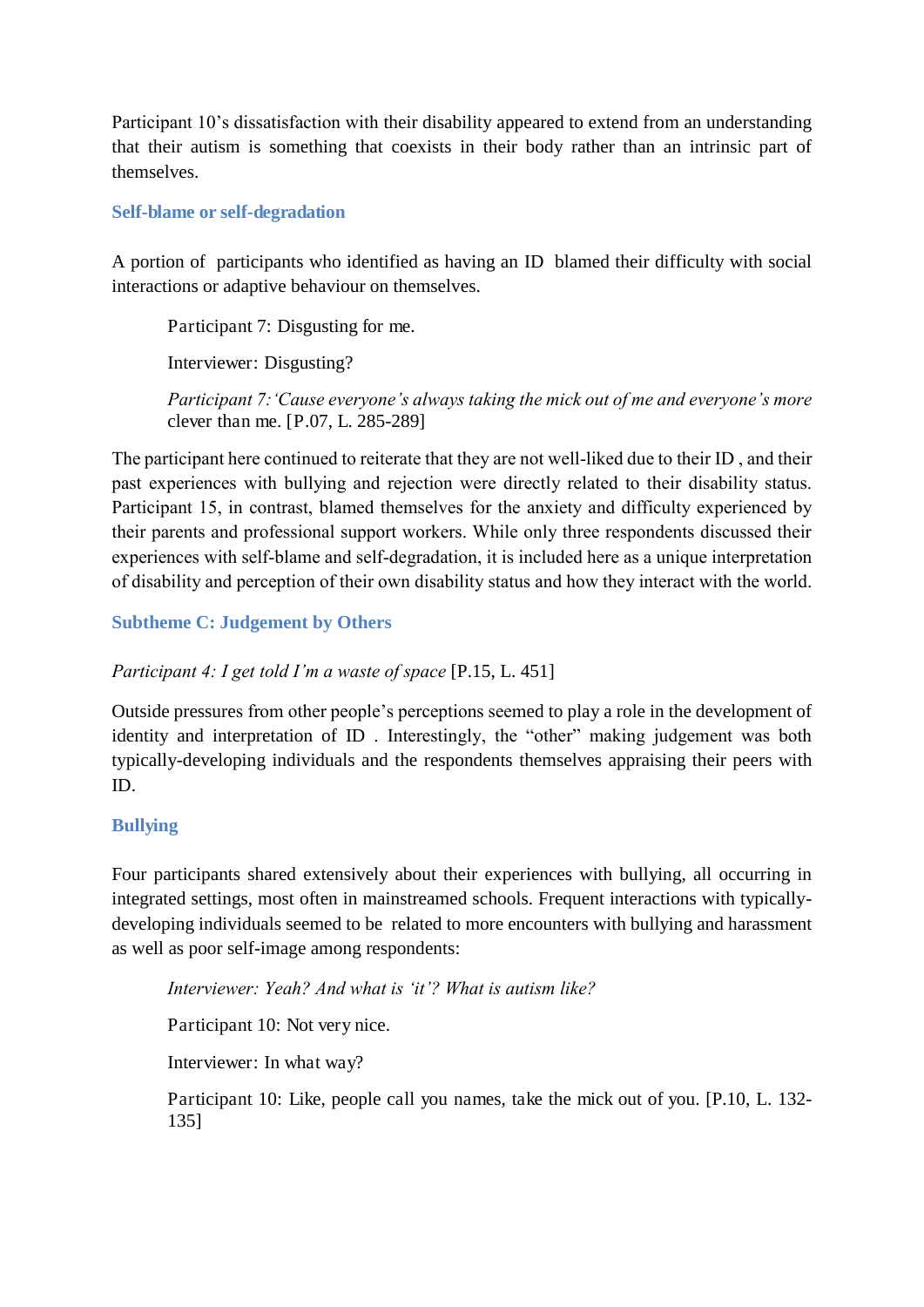Participant 10's dissatisfaction with their disability appeared to extend from an understanding that their autism is something that coexists in their body rather than an intrinsic part of themselves.

### Self-blame or self-degradation

A portion of participants who identified as having an ID blamed their difficulty with social interactions or adaptive behaviour on themselves.

> Participant 7: Disgusting for me.
>
> Interviewer: Disgusting?
>
> *Participant 7: 'Cause everyone's always taking the mick out of me and everyone's more* clever than me. [P.07, L. 285-289]

The participant here continued to reiterate that they are not well-liked due to their ID , and their past experiences with bullying and rejection were directly related to their disability status. Participant 15, in contrast, blamed themselves for the anxiety and difficulty experienced by their parents and professional support workers. While only three respondents discussed their experiences with self-blame and self-degradation, it is included here as a unique interpretation of disability and perception of their own disability status and how they interact with the world.

### Subtheme C: Judgement by Others

*Participant 4: I get told I'm a waste of space* [P.15, L. 451]

Outside pressures from other people's perceptions seemed to play a role in the development of identity and interpretation of ID . Interestingly, the "other" making judgement was both typically-developing individuals and the respondents themselves appraising their peers with ID.

### Bullying

Four participants shared extensively about their experiences with bullying, all occurring in integrated settings, most often in mainstreamed schools. Frequent interactions with typically-developing individuals seemed to be related to more encounters with bullying and harassment as well as poor self-image among respondents:

> *Interviewer: Yeah? And what is 'it'? What is autism like?*
>
> Participant 10: Not very nice.
>
> Interviewer: In what way?
>
> Participant 10: Like, people call you names, take the mick out of you. [P.10, L. 132-135]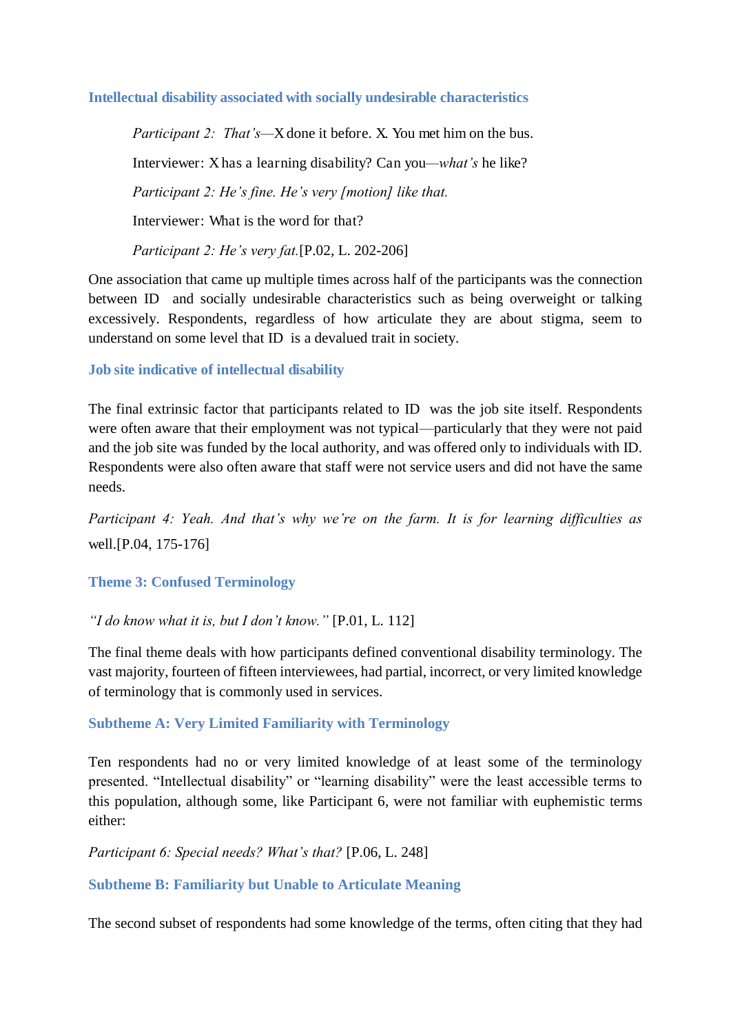### Intellectual disability associated with socially undesirable characteristics

> *Participant 2: That's*—X done it before. X. You met him on the bus.
>
> Interviewer: X has a learning disability? Can you—*what's* he like?
>
> *Participant 2: He's fine. He's very [motion] like that.*
>
> Interviewer: What is the word for that?
>
> *Participant 2: He's very fat.*[P.02, L. 202-206]

One association that came up multiple times across half of the participants was the connection between ID and socially undesirable characteristics such as being overweight or talking excessively. Respondents, regardless of how articulate they are about stigma, seem to understand on some level that ID is a devalued trait in society.

### Job site indicative of intellectual disability

The final extrinsic factor that participants related to ID was the job site itself. Respondents were often aware that their employment was not typical—particularly that they were not paid and the job site was funded by the local authority, and was offered only to individuals with ID. Respondents were also often aware that staff were not service users and did not have the same needs.

*Participant 4: Yeah. And that's why we're on the farm. It is for learning difficulties as* well.[P.04, 175-176]

## Theme 3: Confused Terminology

*"I do know what it is, but I don't know."* [P.01, L. 112]

The final theme deals with how participants defined conventional disability terminology. The vast majority, fourteen of fifteen interviewees, had partial, incorrect, or very limited knowledge of terminology that is commonly used in services.

### Subtheme A: Very Limited Familiarity with Terminology

Ten respondents had no or very limited knowledge of at least some of the terminology presented. "Intellectual disability" or "learning disability" were the least accessible terms to this population, although some, like Participant 6, were not familiar with euphemistic terms either:

*Participant 6: Special needs? What's that?* [P.06, L. 248]

### Subtheme B: Familiarity but Unable to Articulate Meaning

The second subset of respondents had some knowledge of the terms, often citing that they had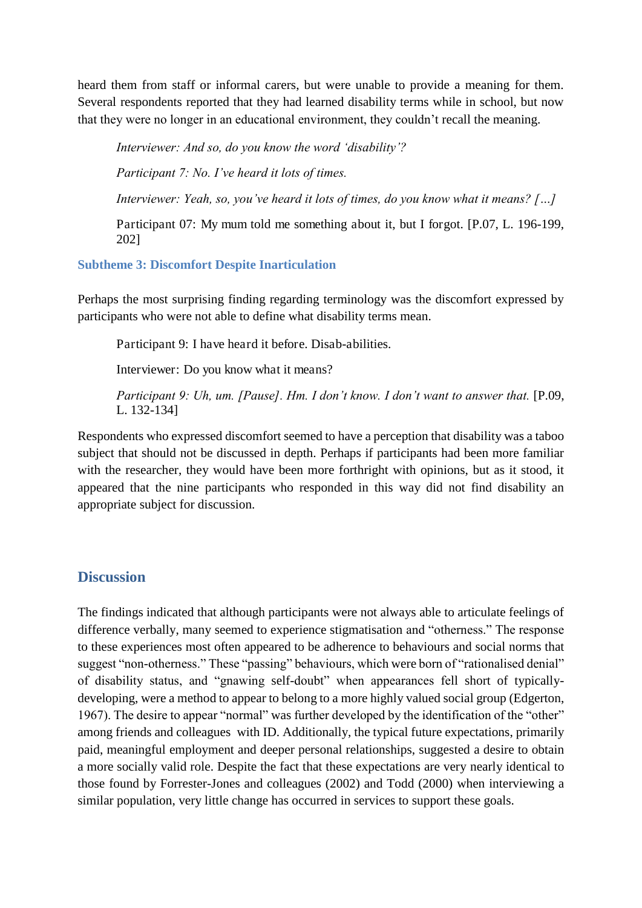heard them from staff or informal carers, but were unable to provide a meaning for them. Several respondents reported that they had learned disability terms while in school, but now that they were no longer in an educational environment, they couldn't recall the meaning.

> *Interviewer: And so, do you know the word 'disability'?*
>
> *Participant 7: No. I've heard it lots of times.*
>
> *Interviewer: Yeah, so, you've heard it lots of times, do you know what it means? […]*
>
> Participant 07: My mum told me something about it, but I forgot. [P.07, L. 196-199, 202]

### Subtheme 3: Discomfort Despite Inarticulation

Perhaps the most surprising finding regarding terminology was the discomfort expressed by participants who were not able to define what disability terms mean.

> Participant 9: I have heard it before. Disab-abilities.
>
> Interviewer: Do you know what it means?
>
> *Participant 9: Uh, um. [Pause]. Hm. I don't know. I don't want to answer that.* [P.09, L. 132-134]

Respondents who expressed discomfort seemed to have a perception that disability was a taboo subject that should not be discussed in depth. Perhaps if participants had been more familiar with the researcher, they would have been more forthright with opinions, but as it stood, it appeared that the nine participants who responded in this way did not find disability an appropriate subject for discussion.

## Discussion

The findings indicated that although participants were not always able to articulate feelings of difference verbally, many seemed to experience stigmatisation and "otherness." The response to these experiences most often appeared to be adherence to behaviours and social norms that suggest "non-otherness." These "passing" behaviours, which were born of "rationalised denial" of disability status, and "gnawing self-doubt" when appearances fell short of typically-developing, were a method to appear to belong to a more highly valued social group (Edgerton, 1967). The desire to appear "normal" was further developed by the identification of the "other" among friends and colleagues with ID. Additionally, the typical future expectations, primarily paid, meaningful employment and deeper personal relationships, suggested a desire to obtain a more socially valid role. Despite the fact that these expectations are very nearly identical to those found by Forrester-Jones and colleagues (2002) and Todd (2000) when interviewing a similar population, very little change has occurred in services to support these goals.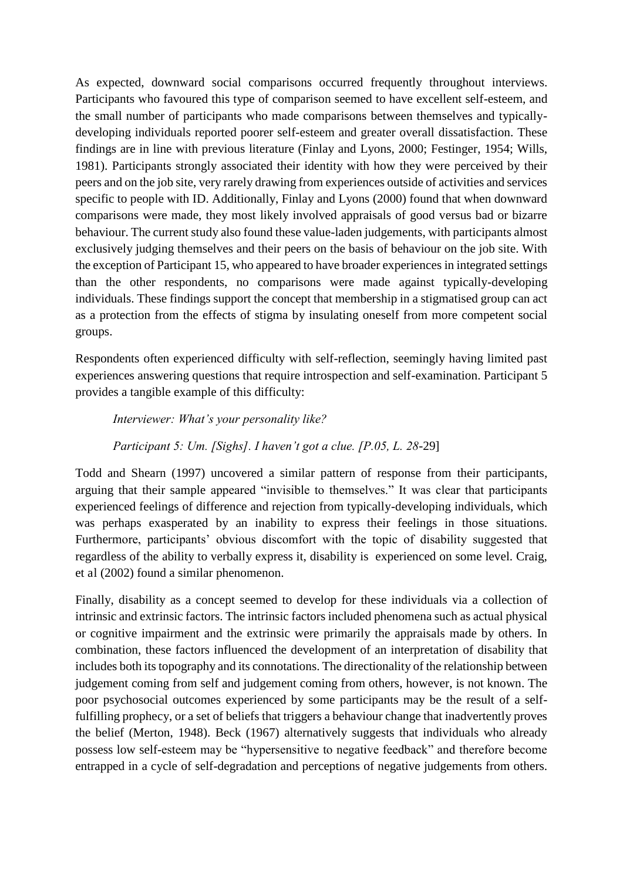As expected, downward social comparisons occurred frequently throughout interviews. Participants who favoured this type of comparison seemed to have excellent self-esteem, and the small number of participants who made comparisons between themselves and typically-developing individuals reported poorer self-esteem and greater overall dissatisfaction. These findings are in line with previous literature (Finlay and Lyons, 2000; Festinger, 1954; Wills, 1981). Participants strongly associated their identity with how they were perceived by their peers and on the job site, very rarely drawing from experiences outside of activities and services specific to people with ID. Additionally, Finlay and Lyons (2000) found that when downward comparisons were made, they most likely involved appraisals of good versus bad or bizarre behaviour. The current study also found these value-laden judgements, with participants almost exclusively judging themselves and their peers on the basis of behaviour on the job site. With the exception of Participant 15, who appeared to have broader experiences in integrated settings than the other respondents, no comparisons were made against typically-developing individuals. These findings support the concept that membership in a stigmatised group can act as a protection from the effects of stigma by insulating oneself from more competent social groups.

Respondents often experienced difficulty with self-reflection, seemingly having limited past experiences answering questions that require introspection and self-examination. Participant 5 provides a tangible example of this difficulty:

> *Interviewer: What's your personality like?*
>
> *Participant 5: Um. [Sighs]. I haven't got a clue. [P.05, L. 28*-29]

Todd and Shearn (1997) uncovered a similar pattern of response from their participants, arguing that their sample appeared "invisible to themselves." It was clear that participants experienced feelings of difference and rejection from typically-developing individuals, which was perhaps exasperated by an inability to express their feelings in those situations. Furthermore, participants' obvious discomfort with the topic of disability suggested that regardless of the ability to verbally express it, disability is experienced on some level. Craig, et al (2002) found a similar phenomenon.

Finally, disability as a concept seemed to develop for these individuals via a collection of intrinsic and extrinsic factors. The intrinsic factors included phenomena such as actual physical or cognitive impairment and the extrinsic were primarily the appraisals made by others. In combination, these factors influenced the development of an interpretation of disability that includes both its topography and its connotations. The directionality of the relationship between judgement coming from self and judgement coming from others, however, is not known. The poor psychosocial outcomes experienced by some participants may be the result of a self-fulfilling prophecy, or a set of beliefs that triggers a behaviour change that inadvertently proves the belief (Merton, 1948). Beck (1967) alternatively suggests that individuals who already possess low self-esteem may be "hypersensitive to negative feedback" and therefore become entrapped in a cycle of self-degradation and perceptions of negative judgements from others.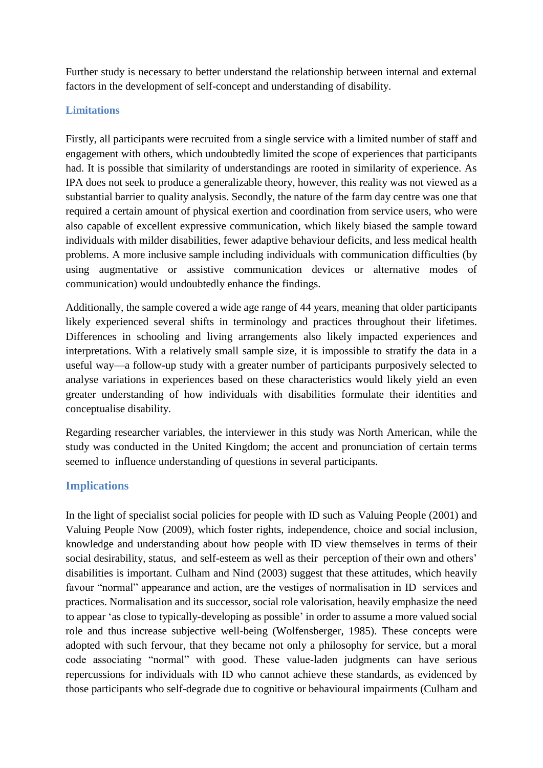Further study is necessary to better understand the relationship between internal and external factors in the development of self-concept and understanding of disability.

### Limitations

Firstly, all participants were recruited from a single service with a limited number of staff and engagement with others, which undoubtedly limited the scope of experiences that participants had. It is possible that similarity of understandings are rooted in similarity of experience. As IPA does not seek to produce a generalizable theory, however, this reality was not viewed as a substantial barrier to quality analysis. Secondly, the nature of the farm day centre was one that required a certain amount of physical exertion and coordination from service users, who were also capable of excellent expressive communication, which likely biased the sample toward individuals with milder disabilities, fewer adaptive behaviour deficits, and less medical health problems. A more inclusive sample including individuals with communication difficulties (by using augmentative or assistive communication devices or alternative modes of communication) would undoubtedly enhance the findings.

Additionally, the sample covered a wide age range of 44 years, meaning that older participants likely experienced several shifts in terminology and practices throughout their lifetimes. Differences in schooling and living arrangements also likely impacted experiences and interpretations. With a relatively small sample size, it is impossible to stratify the data in a useful way—a follow-up study with a greater number of participants purposively selected to analyse variations in experiences based on these characteristics would likely yield an even greater understanding of how individuals with disabilities formulate their identities and conceptualise disability.

Regarding researcher variables, the interviewer in this study was North American, while the study was conducted in the United Kingdom; the accent and pronunciation of certain terms seemed to influence understanding of questions in several participants.

## Implications

In the light of specialist social policies for people with ID such as Valuing People (2001) and Valuing People Now (2009), which foster rights, independence, choice and social inclusion, knowledge and understanding about how people with ID view themselves in terms of their social desirability, status, and self-esteem as well as their perception of their own and others' disabilities is important. Culham and Nind (2003) suggest that these attitudes, which heavily favour "normal" appearance and action, are the vestiges of normalisation in ID services and practices. Normalisation and its successor, social role valorisation, heavily emphasize the need to appear 'as close to typically-developing as possible' in order to assume a more valued social role and thus increase subjective well-being (Wolfensberger, 1985). These concepts were adopted with such fervour, that they became not only a philosophy for service, but a moral code associating "normal" with good. These value-laden judgments can have serious repercussions for individuals with ID who cannot achieve these standards, as evidenced by those participants who self-degrade due to cognitive or behavioural impairments (Culham and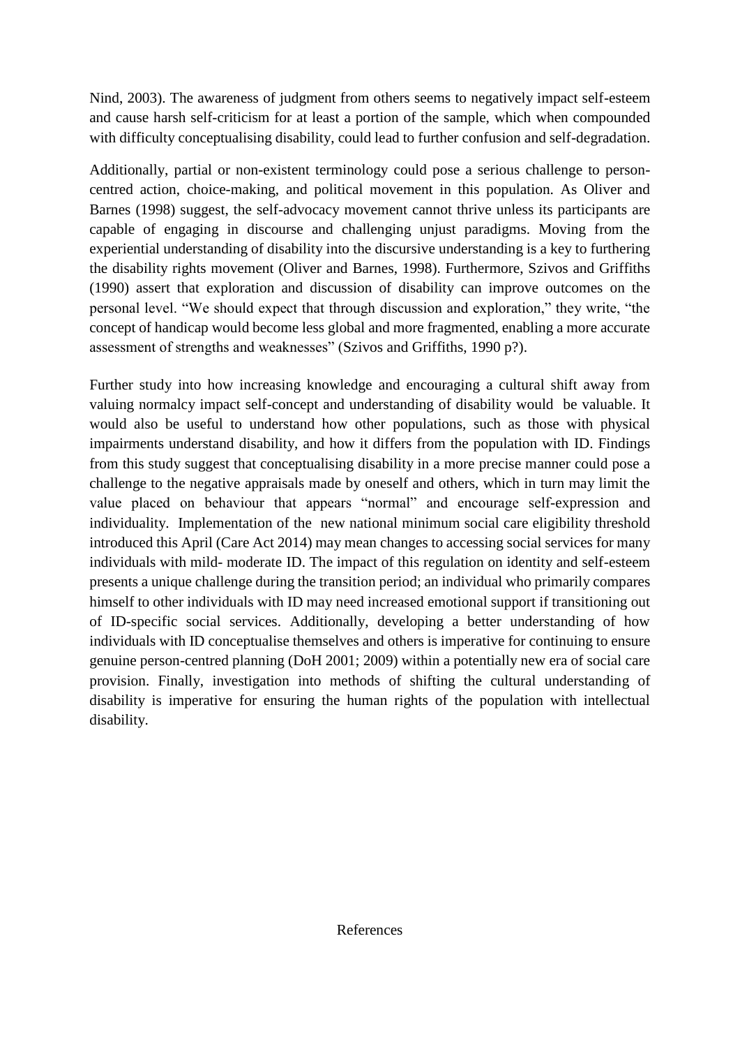Nind, 2003). The awareness of judgment from others seems to negatively impact self-esteem and cause harsh self-criticism for at least a portion of the sample, which when compounded with difficulty conceptualising disability, could lead to further confusion and self-degradation.

Additionally, partial or non-existent terminology could pose a serious challenge to person-centred action, choice-making, and political movement in this population. As Oliver and Barnes (1998) suggest, the self-advocacy movement cannot thrive unless its participants are capable of engaging in discourse and challenging unjust paradigms. Moving from the experiential understanding of disability into the discursive understanding is a key to furthering the disability rights movement (Oliver and Barnes, 1998). Furthermore, Szivos and Griffiths (1990) assert that exploration and discussion of disability can improve outcomes on the personal level. "We should expect that through discussion and exploration," they write, "the concept of handicap would become less global and more fragmented, enabling a more accurate assessment of strengths and weaknesses" (Szivos and Griffiths, 1990 p?).

Further study into how increasing knowledge and encouraging a cultural shift away from valuing normalcy impact self-concept and understanding of disability would be valuable. It would also be useful to understand how other populations, such as those with physical impairments understand disability, and how it differs from the population with ID. Findings from this study suggest that conceptualising disability in a more precise manner could pose a challenge to the negative appraisals made by oneself and others, which in turn may limit the value placed on behaviour that appears "normal" and encourage self-expression and individuality. Implementation of the new national minimum social care eligibility threshold introduced this April (Care Act 2014) may mean changes to accessing social services for many individuals with mild- moderate ID. The impact of this regulation on identity and self-esteem presents a unique challenge during the transition period; an individual who primarily compares himself to other individuals with ID may need increased emotional support if transitioning out of ID-specific social services. Additionally, developing a better understanding of how individuals with ID conceptualise themselves and others is imperative for continuing to ensure genuine person-centred planning (DoH 2001; 2009) within a potentially new era of social care provision. Finally, investigation into methods of shifting the cultural understanding of disability is imperative for ensuring the human rights of the population with intellectual disability.

References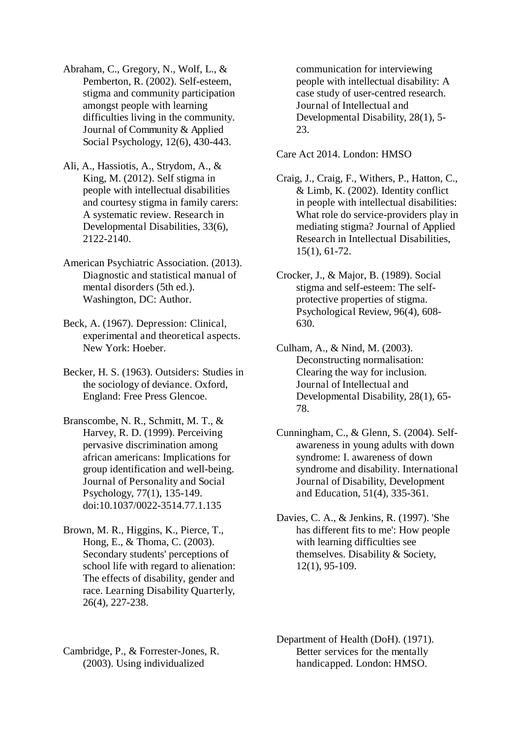Abraham, C., Gregory, N., Wolf, L., & Pemberton, R. (2002). Self-esteem, stigma and community participation amongst people with learning difficulties living in the community. Journal of Community & Applied Social Psychology, 12(6), 430-443.

Ali, A., Hassiotis, A., Strydom, A., & King, M. (2012). Self stigma in people with intellectual disabilities and courtesy stigma in family carers: A systematic review. Research in Developmental Disabilities, 33(6), 2122-2140.

American Psychiatric Association. (2013). Diagnostic and statistical manual of mental disorders (5th ed.). Washington, DC: Author.

Beck, A. (1967). Depression: Clinical, experimental and theoretical aspects. New York: Hoeber.

Becker, H. S. (1963). Outsiders: Studies in the sociology of deviance. Oxford, England: Free Press Glencoe.

Branscombe, N. R., Schmitt, M. T., & Harvey, R. D. (1999). Perceiving pervasive discrimination among african americans: Implications for group identification and well-being. Journal of Personality and Social Psychology, 77(1), 135-149. doi:10.1037/0022-3514.77.1.135

Brown, M. R., Higgins, K., Pierce, T., Hong, E., & Thoma, C. (2003). Secondary students' perceptions of school life with regard to alienation: The effects of disability, gender and race. Learning Disability Quarterly, 26(4), 227-238.

Cambridge, P., & Forrester-Jones, R. (2003). Using individualized communication for interviewing people with intellectual disability: A case study of user-centred research. Journal of Intellectual and Developmental Disability, 28(1), 5-23.

Care Act 2014. London: HMSO

Craig, J., Craig, F., Withers, P., Hatton, C., & Limb, K. (2002). Identity conflict in people with intellectual disabilities: What role do service-providers play in mediating stigma? Journal of Applied Research in Intellectual Disabilities, 15(1), 61-72.

Crocker, J., & Major, B. (1989). Social stigma and self-esteem: The self-protective properties of stigma. Psychological Review, 96(4), 608-630.

Culham, A., & Nind, M. (2003). Deconstructing normalisation: Clearing the way for inclusion. Journal of Intellectual and Developmental Disability, 28(1), 65-78.

Cunningham, C., & Glenn, S. (2004). Self-awareness in young adults with down syndrome: I. awareness of down syndrome and disability. International Journal of Disability, Development and Education, 51(4), 335-361.

Davies, C. A., & Jenkins, R. (1997). 'She has different fits to me': How people with learning difficulties see themselves. Disability & Society, 12(1), 95-109.

Department of Health (DoH). (1971). Better services for the mentally handicapped. London: HMSO.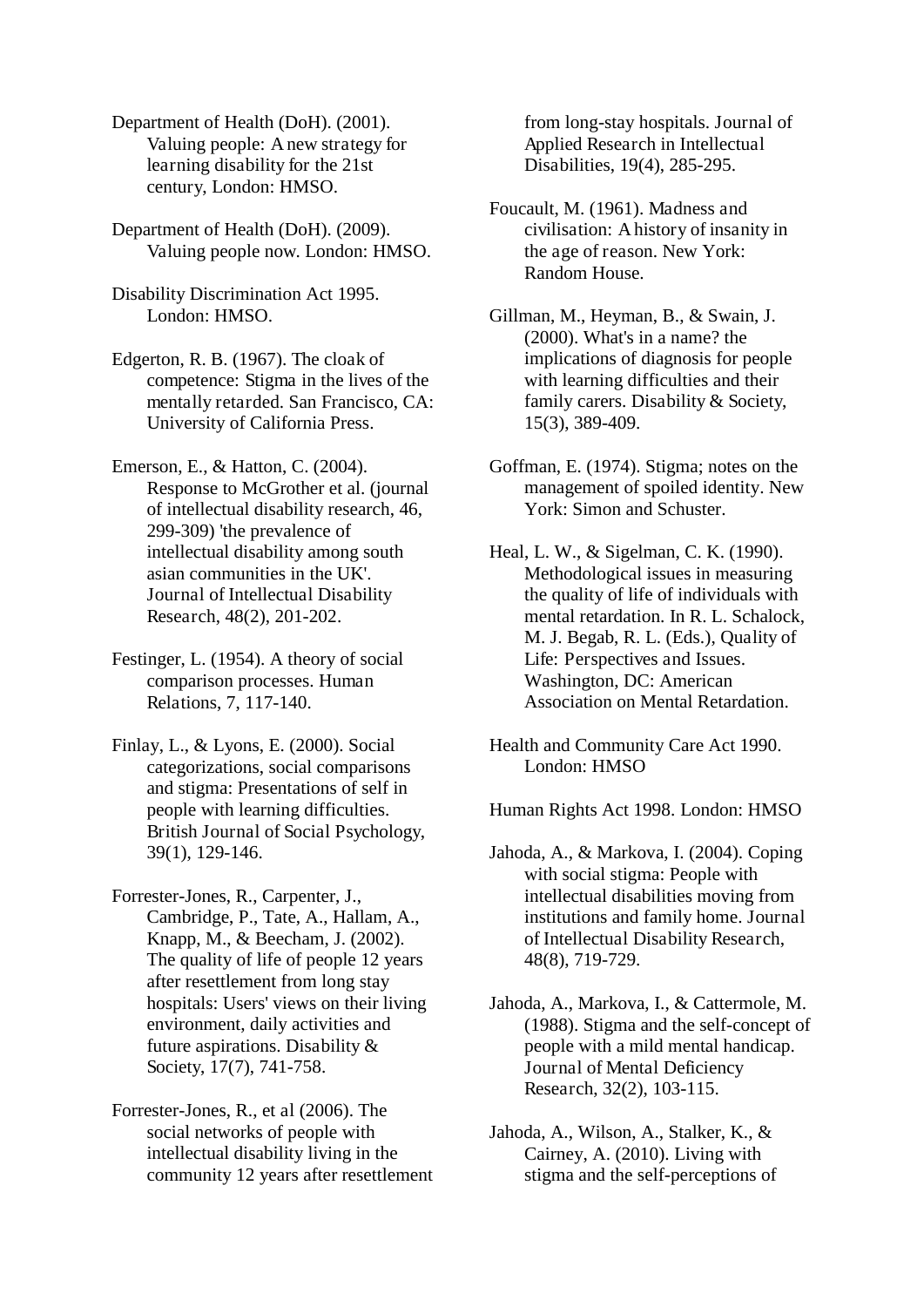Department of Health (DoH). (2001). Valuing people: A new strategy for learning disability for the 21st century, London: HMSO.

Department of Health (DoH). (2009). Valuing people now. London: HMSO.

Disability Discrimination Act 1995. London: HMSO.

Edgerton, R. B. (1967). The cloak of competence: Stigma in the lives of the mentally retarded. San Francisco, CA: University of California Press.

Emerson, E., & Hatton, C. (2004). Response to McGrother et al. (journal of intellectual disability research, 46, 299-309) 'the prevalence of intellectual disability among south asian communities in the UK'. Journal of Intellectual Disability Research, 48(2), 201-202.

Festinger, L. (1954). A theory of social comparison processes. Human Relations, 7, 117-140.

Finlay, L., & Lyons, E. (2000). Social categorizations, social comparisons and stigma: Presentations of self in people with learning difficulties. British Journal of Social Psychology, 39(1), 129-146.

Forrester-Jones, R., Carpenter, J., Cambridge, P., Tate, A., Hallam, A., Knapp, M., & Beecham, J. (2002). The quality of life of people 12 years after resettlement from long stay hospitals: Users' views on their living environment, daily activities and future aspirations. Disability & Society, 17(7), 741-758.

Forrester-Jones, R., et al (2006). The social networks of people with intellectual disability living in the community 12 years after resettlement from long-stay hospitals. Journal of Applied Research in Intellectual Disabilities, 19(4), 285-295.

Foucault, M. (1961). Madness and civilisation: A history of insanity in the age of reason. New York: Random House.

Gillman, M., Heyman, B., & Swain, J. (2000). What's in a name? the implications of diagnosis for people with learning difficulties and their family carers. Disability & Society, 15(3), 389-409.

Goffman, E. (1974). Stigma; notes on the management of spoiled identity. New York: Simon and Schuster.

Heal, L. W., & Sigelman, C. K. (1990). Methodological issues in measuring the quality of life of individuals with mental retardation. In R. L. Schalock, M. J. Begab, R. L. (Eds.), Quality of Life: Perspectives and Issues. Washington, DC: American Association on Mental Retardation.

Health and Community Care Act 1990. London: HMSO

Human Rights Act 1998. London: HMSO

Jahoda, A., & Markova, I. (2004). Coping with social stigma: People with intellectual disabilities moving from institutions and family home. Journal of Intellectual Disability Research, 48(8), 719-729.

Jahoda, A., Markova, I., & Cattermole, M. (1988). Stigma and the self-concept of people with a mild mental handicap. Journal of Mental Deficiency Research, 32(2), 103-115.

Jahoda, A., Wilson, A., Stalker, K., & Cairney, A. (2010). Living with stigma and the self-perceptions of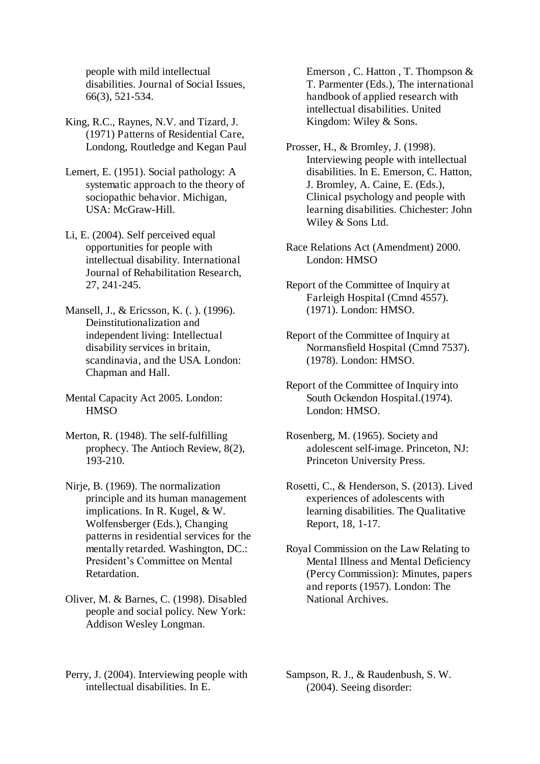people with mild intellectual disabilities. Journal of Social Issues, 66(3), 521-534.

King, R.C., Raynes, N.V. and Tizard, J. (1971) Patterns of Residential Care, Londong, Routledge and Kegan Paul

Lemert, E. (1951). Social pathology: A systematic approach to the theory of sociopathic behavior. Michigan, USA: McGraw-Hill.

Li, E. (2004). Self perceived equal opportunities for people with intellectual disability. International Journal of Rehabilitation Research, 27, 241-245.

Mansell, J., & Ericsson, K. (. ). (1996). Deinstitutionalization and independent living: Intellectual disability services in britain, scandinavia, and the USA. London: Chapman and Hall.

Mental Capacity Act 2005. London: HMSO

Merton, R. (1948). The self-fulfilling prophecy. The Antioch Review, 8(2), 193-210.

Nirje, B. (1969). The normalization principle and its human management implications. In R. Kugel, & W. Wolfensberger (Eds.), Changing patterns in residential services for the mentally retarded. Washington, DC.: President's Committee on Mental Retardation.

Oliver, M. & Barnes, C. (1998). Disabled people and social policy. New York: Addison Wesley Longman.

Perry, J. (2004). Interviewing people with intellectual disabilities. In E. Emerson , C. Hatton , T. Thompson & T. Parmenter (Eds.), The international handbook of applied research with intellectual disabilities. United Kingdom: Wiley & Sons.

Prosser, H., & Bromley, J. (1998). Interviewing people with intellectual disabilities. In E. Emerson, C. Hatton, J. Bromley, A. Caine, E. (Eds.), Clinical psychology and people with learning disabilities. Chichester: John Wiley & Sons Ltd.

Race Relations Act (Amendment) 2000. London: HMSO

Report of the Committee of Inquiry at Farleigh Hospital (Cmnd 4557). (1971). London: HMSO.

Report of the Committee of Inquiry at Normansfield Hospital (Cmnd 7537). (1978). London: HMSO.

Report of the Committee of Inquiry into South Ockendon Hospital.(1974). London: HMSO.

Rosenberg, M. (1965). Society and adolescent self-image. Princeton, NJ: Princeton University Press.

Rosetti, C., & Henderson, S. (2013). Lived experiences of adolescents with learning disabilities. The Qualitative Report, 18, 1-17.

Royal Commission on the Law Relating to Mental Illness and Mental Deficiency (Percy Commission): Minutes, papers and reports (1957). London: The National Archives.

Sampson, R. J., & Raudenbush, S. W. (2004). Seeing disorder: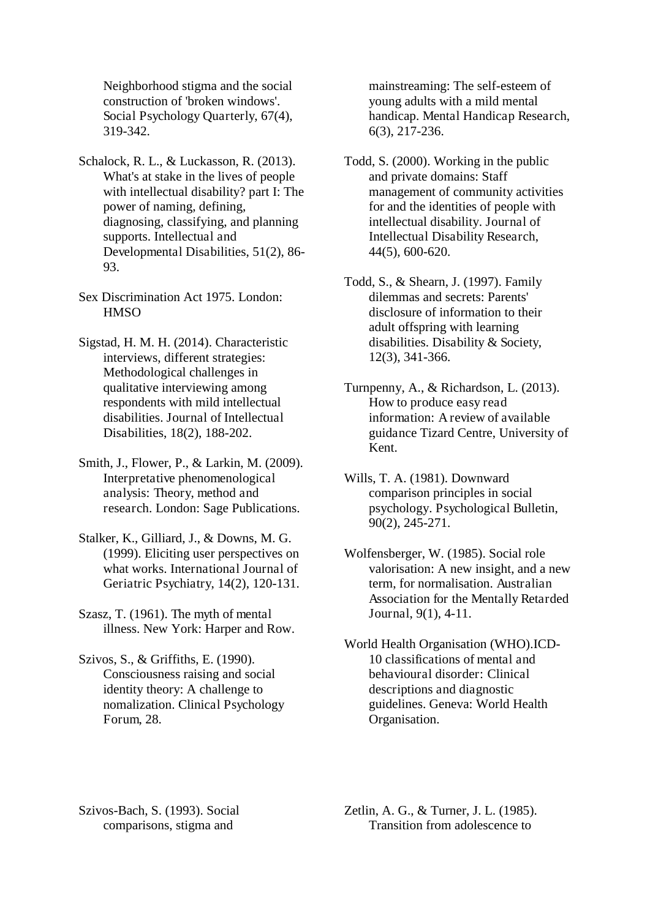Neighborhood stigma and the social construction of 'broken windows'. Social Psychology Quarterly, 67(4), 319-342.

Schalock, R. L., & Luckasson, R. (2013). What's at stake in the lives of people with intellectual disability? part I: The power of naming, defining, diagnosing, classifying, and planning supports. Intellectual and Developmental Disabilities, 51(2), 86-93.

Sex Discrimination Act 1975. London: HMSO

Sigstad, H. M. H. (2014). Characteristic interviews, different strategies: Methodological challenges in qualitative interviewing among respondents with mild intellectual disabilities. Journal of Intellectual Disabilities, 18(2), 188-202.

Smith, J., Flower, P., & Larkin, M. (2009). Interpretative phenomenological analysis: Theory, method and research. London: Sage Publications.

Stalker, K., Gilliard, J., & Downs, M. G. (1999). Eliciting user perspectives on what works. International Journal of Geriatric Psychiatry, 14(2), 120-131.

Szasz, T. (1961). The myth of mental illness. New York: Harper and Row.

Szivos, S., & Griffiths, E. (1990). Consciousness raising and social identity theory: A challenge to nomalization. Clinical Psychology Forum, 28.

Szivos-Bach, S. (1993). Social comparisons, stigma and mainstreaming: The self-esteem of young adults with a mild mental handicap. Mental Handicap Research, 6(3), 217-236.

Todd, S. (2000). Working in the public and private domains: Staff management of community activities for and the identities of people with intellectual disability. Journal of Intellectual Disability Research, 44(5), 600-620.

Todd, S., & Shearn, J. (1997). Family dilemmas and secrets: Parents' disclosure of information to their adult offspring with learning disabilities. Disability & Society, 12(3), 341-366.

Turnpenny, A., & Richardson, L. (2013). How to produce easy read information: A review of available guidance Tizard Centre, University of Kent.

Wills, T. A. (1981). Downward comparison principles in social psychology. Psychological Bulletin, 90(2), 245-271.

Wolfensberger, W. (1985). Social role valorisation: A new insight, and a new term, for normalisation. Australian Association for the Mentally Retarded Journal, 9(1), 4-11.

World Health Organisation (WHO).ICD-10 classifications of mental and behavioural disorder: Clinical descriptions and diagnostic guidelines. Geneva: World Health Organisation.

Zetlin, A. G., & Turner, J. L. (1985). Transition from adolescence to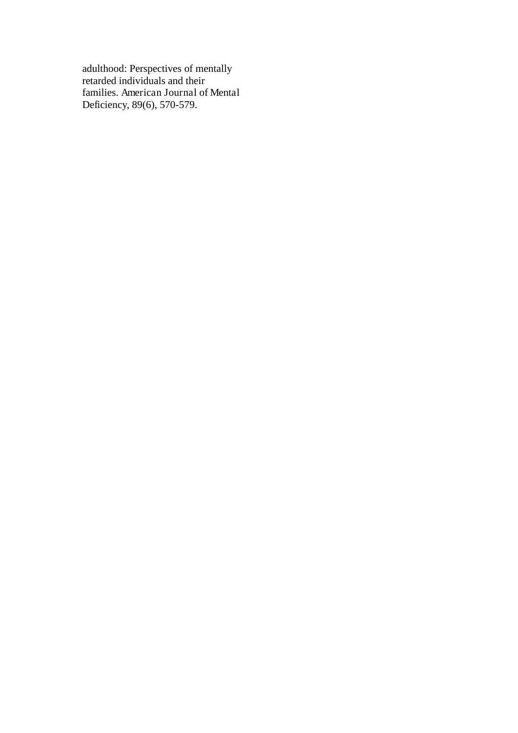adulthood: Perspectives of mentally retarded individuals and their families. American Journal of Mental Deficiency, 89(6), 570-579.